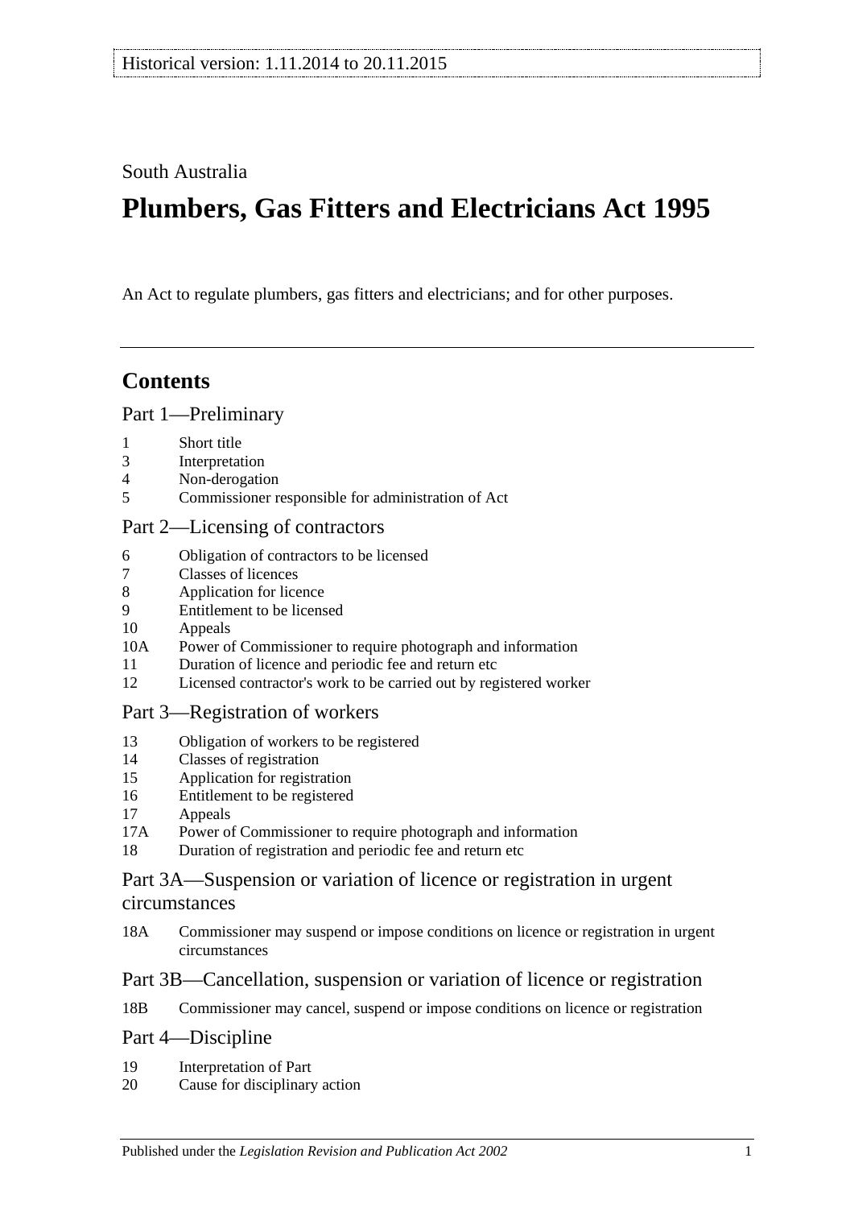Historical version: 1.11.2014 to 20.11.2015

South Australia

# Plumbers, Gas Fitters and Electricians Act 1995

An Act to regulate plumbers, gas fitters and electricians; and for other purposes.

## Contents

Part 1—Preliminary

1 Short title
3 Interpretation
4 Non-derogation
5 Commissioner responsible for administration of Act

Part 2—Licensing of contractors

6 Obligation of contractors to be licensed
7 Classes of licences
8 Application for licence
9 Entitlement to be licensed
10 Appeals
10A Power of Commissioner to require photograph and information
11 Duration of licence and periodic fee and return etc
12 Licensed contractor's work to be carried out by registered worker

Part 3—Registration of workers

13 Obligation of workers to be registered
14 Classes of registration
15 Application for registration
16 Entitlement to be registered
17 Appeals
17A Power of Commissioner to require photograph and information
18 Duration of registration and periodic fee and return etc

Part 3A—Suspension or variation of licence or registration in urgent circumstances

18A Commissioner may suspend or impose conditions on licence or registration in urgent circumstances

Part 3B—Cancellation, suspension or variation of licence or registration

18B Commissioner may cancel, suspend or impose conditions on licence or registration

Part 4—Discipline

19 Interpretation of Part
20 Cause for disciplinary action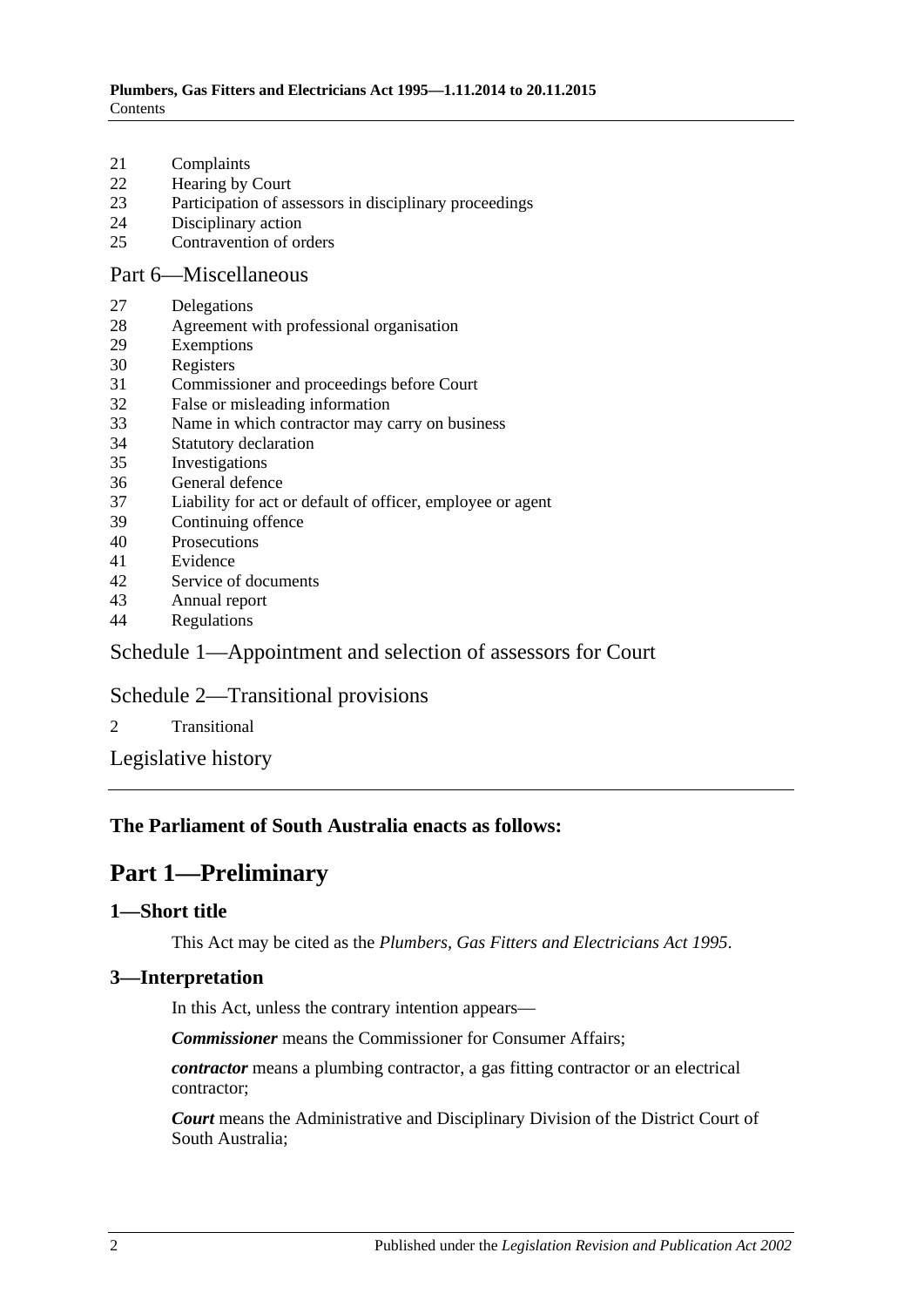21 Complaints
22 Hearing by Court
23 Participation of assessors in disciplinary proceedings
24 Disciplinary action
25 Contravention of orders

Part 6—Miscellaneous

27 Delegations
28 Agreement with professional organisation
29 Exemptions
30 Registers
31 Commissioner and proceedings before Court
32 False or misleading information
33 Name in which contractor may carry on business
34 Statutory declaration
35 Investigations
36 General defence
37 Liability for act or default of officer, employee or agent
39 Continuing offence
40 Prosecutions
41 Evidence
42 Service of documents
43 Annual report
44 Regulations

Schedule 1—Appointment and selection of assessors for Court

Schedule 2—Transitional provisions

2 Transitional

Legislative history

**The Parliament of South Australia enacts as follows:**

# Part 1—Preliminary

## 1—Short title

This Act may be cited as the *Plumbers, Gas Fitters and Electricians Act 1995*.

## 3—Interpretation

In this Act, unless the contrary intention appears—

***Commissioner*** means the Commissioner for Consumer Affairs;

***contractor*** means a plumbing contractor, a gas fitting contractor or an electrical contractor;

***Court*** means the Administrative and Disciplinary Division of the District Court of South Australia;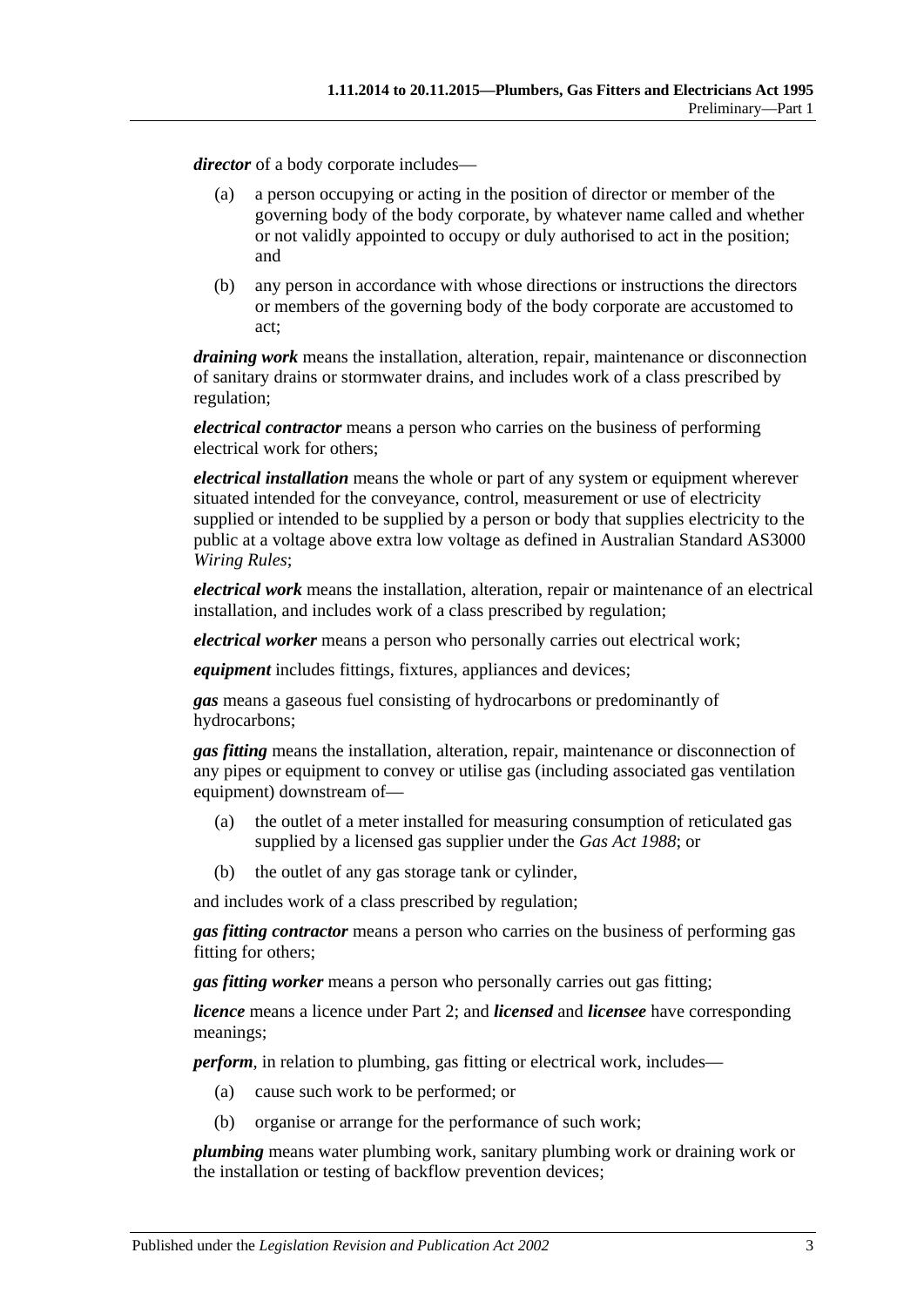***director*** of a body corporate includes—

(a) a person occupying or acting in the position of director or member of the governing body of the body corporate, by whatever name called and whether or not validly appointed to occupy or duly authorised to act in the position; and

(b) any person in accordance with whose directions or instructions the directors or members of the governing body of the body corporate are accustomed to act;

***draining work*** means the installation, alteration, repair, maintenance or disconnection of sanitary drains or stormwater drains, and includes work of a class prescribed by regulation;

***electrical contractor*** means a person who carries on the business of performing electrical work for others;

***electrical installation*** means the whole or part of any system or equipment wherever situated intended for the conveyance, control, measurement or use of electricity supplied or intended to be supplied by a person or body that supplies electricity to the public at a voltage above extra low voltage as defined in Australian Standard AS3000 *Wiring Rules*;

***electrical work*** means the installation, alteration, repair or maintenance of an electrical installation, and includes work of a class prescribed by regulation;

***electrical worker*** means a person who personally carries out electrical work;

***equipment*** includes fittings, fixtures, appliances and devices;

***gas*** means a gaseous fuel consisting of hydrocarbons or predominantly of hydrocarbons;

***gas fitting*** means the installation, alteration, repair, maintenance or disconnection of any pipes or equipment to convey or utilise gas (including associated gas ventilation equipment) downstream of—

(a) the outlet of a meter installed for measuring consumption of reticulated gas supplied by a licensed gas supplier under the *Gas Act 1988*; or

(b) the outlet of any gas storage tank or cylinder,

and includes work of a class prescribed by regulation;

***gas fitting contractor*** means a person who carries on the business of performing gas fitting for others;

***gas fitting worker*** means a person who personally carries out gas fitting;

***licence*** means a licence under Part 2; and ***licensed*** and ***licensee*** have corresponding meanings;

***perform***, in relation to plumbing, gas fitting or electrical work, includes—

(a) cause such work to be performed; or

(b) organise or arrange for the performance of such work;

***plumbing*** means water plumbing work, sanitary plumbing work or draining work or the installation or testing of backflow prevention devices;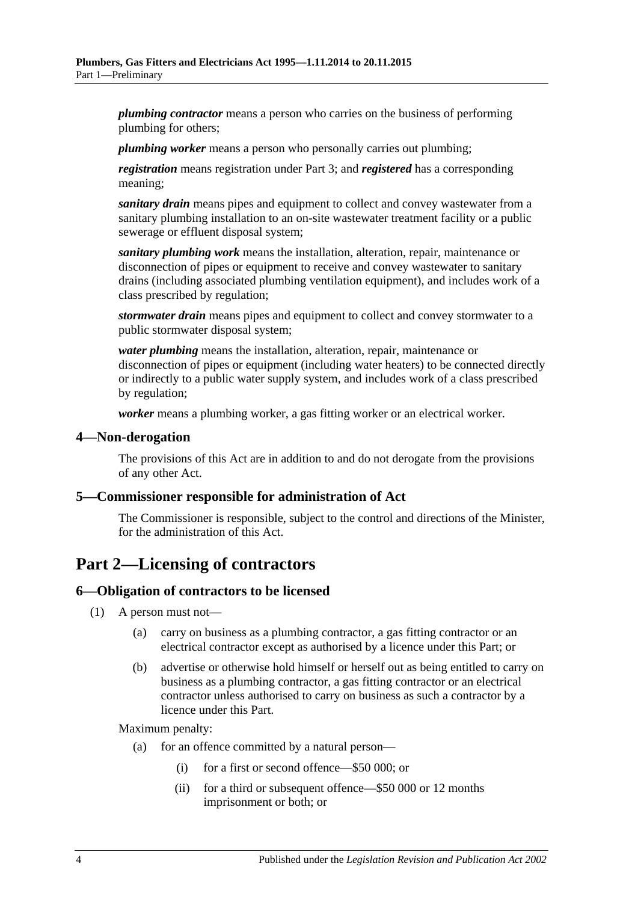***plumbing contractor*** means a person who carries on the business of performing plumbing for others;

***plumbing worker*** means a person who personally carries out plumbing;

***registration*** means registration under Part 3; and ***registered*** has a corresponding meaning;

***sanitary drain*** means pipes and equipment to collect and convey wastewater from a sanitary plumbing installation to an on-site wastewater treatment facility or a public sewerage or effluent disposal system;

***sanitary plumbing work*** means the installation, alteration, repair, maintenance or disconnection of pipes or equipment to receive and convey wastewater to sanitary drains (including associated plumbing ventilation equipment), and includes work of a class prescribed by regulation;

***stormwater drain*** means pipes and equipment to collect and convey stormwater to a public stormwater disposal system;

***water plumbing*** means the installation, alteration, repair, maintenance or disconnection of pipes or equipment (including water heaters) to be connected directly or indirectly to a public water supply system, and includes work of a class prescribed by regulation;

***worker*** means a plumbing worker, a gas fitting worker or an electrical worker.

### 4—Non-derogation

The provisions of this Act are in addition to and do not derogate from the provisions of any other Act.

### 5—Commissioner responsible for administration of Act

The Commissioner is responsible, subject to the control and directions of the Minister, for the administration of this Act.

## Part 2—Licensing of contractors

### 6—Obligation of contractors to be licensed

(1) A person must not—

(a) carry on business as a plumbing contractor, a gas fitting contractor or an electrical contractor except as authorised by a licence under this Part; or

(b) advertise or otherwise hold himself or herself out as being entitled to carry on business as a plumbing contractor, a gas fitting contractor or an electrical contractor unless authorised to carry on business as such a contractor by a licence under this Part.

Maximum penalty:

(a) for an offence committed by a natural person—

(i) for a first or second offence—$50 000; or

(ii) for a third or subsequent offence—$50 000 or 12 months imprisonment or both; or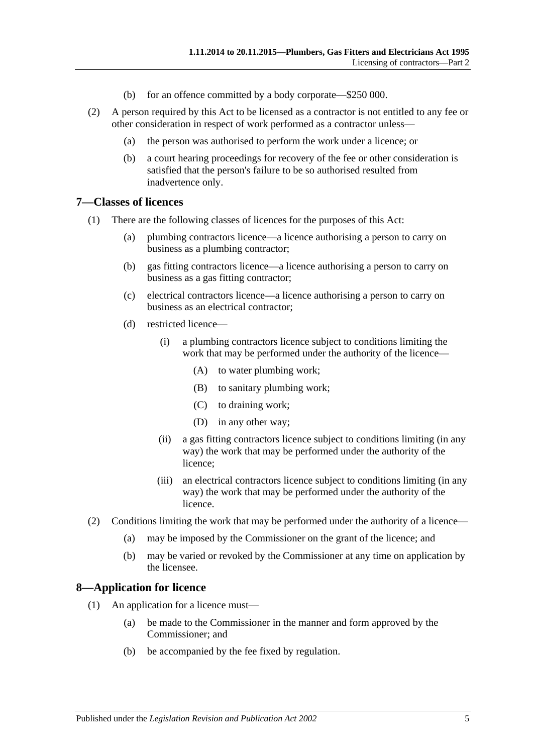(b) for an offence committed by a body corporate—$250 000.

(2) A person required by this Act to be licensed as a contractor is not entitled to any fee or other consideration in respect of work performed as a contractor unless—

(a) the person was authorised to perform the work under a licence; or

(b) a court hearing proceedings for recovery of the fee or other consideration is satisfied that the person's failure to be so authorised resulted from inadvertence only.

## 7—Classes of licences

(1) There are the following classes of licences for the purposes of this Act:

(a) plumbing contractors licence—a licence authorising a person to carry on business as a plumbing contractor;

(b) gas fitting contractors licence—a licence authorising a person to carry on business as a gas fitting contractor;

(c) electrical contractors licence—a licence authorising a person to carry on business as an electrical contractor;

(d) restricted licence—

(i) a plumbing contractors licence subject to conditions limiting the work that may be performed under the authority of the licence—

(A) to water plumbing work;

(B) to sanitary plumbing work;

(C) to draining work;

(D) in any other way;

(ii) a gas fitting contractors licence subject to conditions limiting (in any way) the work that may be performed under the authority of the licence;

(iii) an electrical contractors licence subject to conditions limiting (in any way) the work that may be performed under the authority of the licence.

(2) Conditions limiting the work that may be performed under the authority of a licence—

(a) may be imposed by the Commissioner on the grant of the licence; and

(b) may be varied or revoked by the Commissioner at any time on application by the licensee.

## 8—Application for licence

(1) An application for a licence must—

(a) be made to the Commissioner in the manner and form approved by the Commissioner; and

(b) be accompanied by the fee fixed by regulation.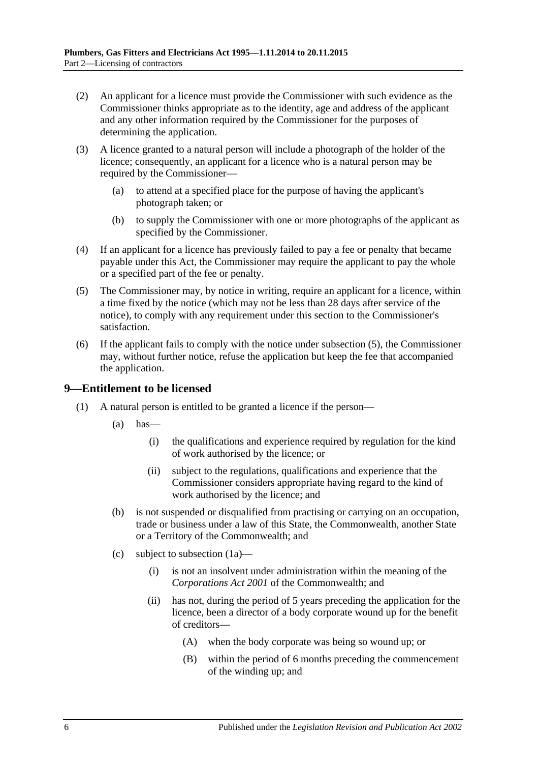(2) An applicant for a licence must provide the Commissioner with such evidence as the Commissioner thinks appropriate as to the identity, age and address of the applicant and any other information required by the Commissioner for the purposes of determining the application.

(3) A licence granted to a natural person will include a photograph of the holder of the licence; consequently, an applicant for a licence who is a natural person may be required by the Commissioner—

(a) to attend at a specified place for the purpose of having the applicant's photograph taken; or

(b) to supply the Commissioner with one or more photographs of the applicant as specified by the Commissioner.

(4) If an applicant for a licence has previously failed to pay a fee or penalty that became payable under this Act, the Commissioner may require the applicant to pay the whole or a specified part of the fee or penalty.

(5) The Commissioner may, by notice in writing, require an applicant for a licence, within a time fixed by the notice (which may not be less than 28 days after service of the notice), to comply with any requirement under this section to the Commissioner's satisfaction.

(6) If the applicant fails to comply with the notice under subsection (5), the Commissioner may, without further notice, refuse the application but keep the fee that accompanied the application.

## 9—Entitlement to be licensed

(1) A natural person is entitled to be granted a licence if the person—

(a) has—

(i) the qualifications and experience required by regulation for the kind of work authorised by the licence; or

(ii) subject to the regulations, qualifications and experience that the Commissioner considers appropriate having regard to the kind of work authorised by the licence; and

(b) is not suspended or disqualified from practising or carrying on an occupation, trade or business under a law of this State, the Commonwealth, another State or a Territory of the Commonwealth; and

(c) subject to subsection (1a)—

(i) is not an insolvent under administration within the meaning of the *Corporations Act 2001* of the Commonwealth; and

(ii) has not, during the period of 5 years preceding the application for the licence, been a director of a body corporate wound up for the benefit of creditors—

(A) when the body corporate was being so wound up; or

(B) within the period of 6 months preceding the commencement of the winding up; and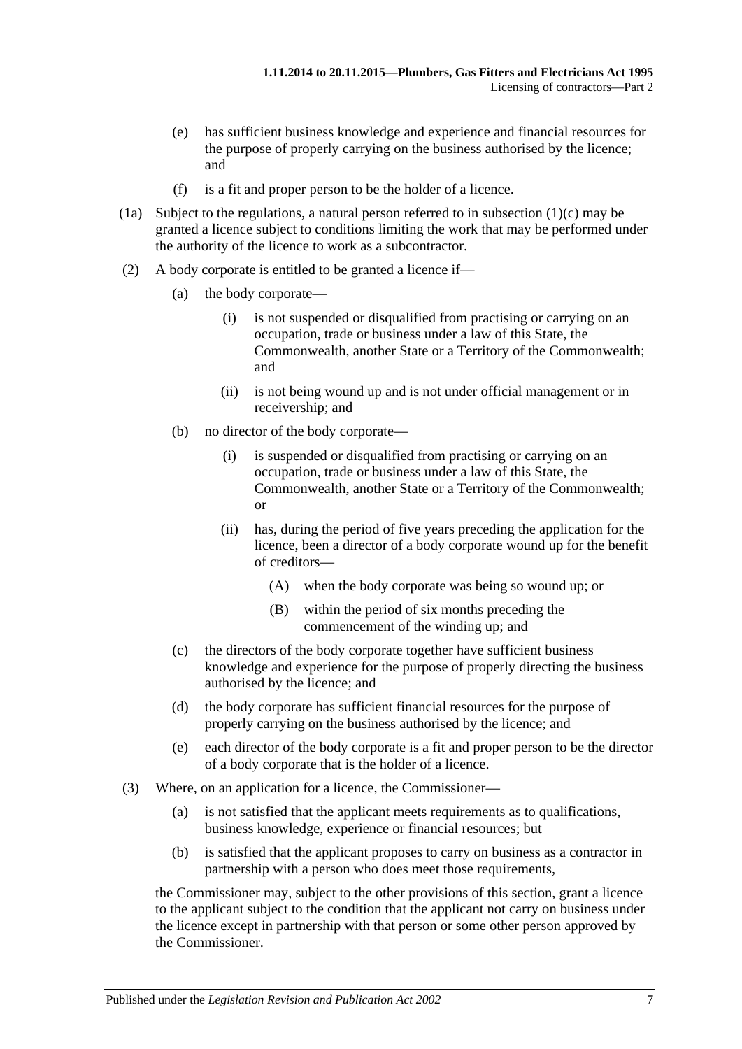(e) has sufficient business knowledge and experience and financial resources for the purpose of properly carrying on the business authorised by the licence; and

(f) is a fit and proper person to be the holder of a licence.

(1a) Subject to the regulations, a natural person referred to in subsection (1)(c) may be granted a licence subject to conditions limiting the work that may be performed under the authority of the licence to work as a subcontractor.

(2) A body corporate is entitled to be granted a licence if—

(a) the body corporate—

(i) is not suspended or disqualified from practising or carrying on an occupation, trade or business under a law of this State, the Commonwealth, another State or a Territory of the Commonwealth; and

(ii) is not being wound up and is not under official management or in receivership; and

(b) no director of the body corporate—

(i) is suspended or disqualified from practising or carrying on an occupation, trade or business under a law of this State, the Commonwealth, another State or a Territory of the Commonwealth; or

(ii) has, during the period of five years preceding the application for the licence, been a director of a body corporate wound up for the benefit of creditors—

(A) when the body corporate was being so wound up; or

(B) within the period of six months preceding the commencement of the winding up; and

(c) the directors of the body corporate together have sufficient business knowledge and experience for the purpose of properly directing the business authorised by the licence; and

(d) the body corporate has sufficient financial resources for the purpose of properly carrying on the business authorised by the licence; and

(e) each director of the body corporate is a fit and proper person to be the director of a body corporate that is the holder of a licence.

(3) Where, on an application for a licence, the Commissioner—

(a) is not satisfied that the applicant meets requirements as to qualifications, business knowledge, experience or financial resources; but

(b) is satisfied that the applicant proposes to carry on business as a contractor in partnership with a person who does meet those requirements,

the Commissioner may, subject to the other provisions of this section, grant a licence to the applicant subject to the condition that the applicant not carry on business under the licence except in partnership with that person or some other person approved by the Commissioner.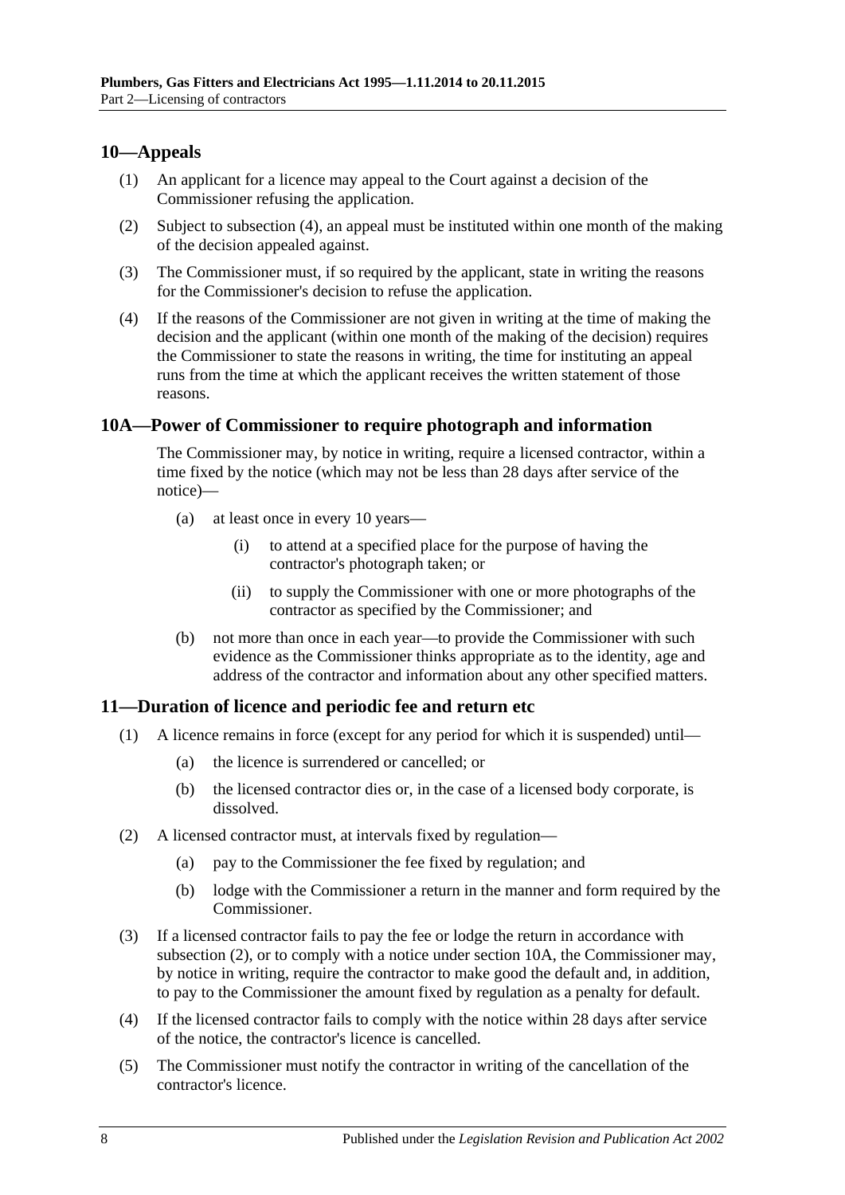## 10—Appeals

(1) An applicant for a licence may appeal to the Court against a decision of the Commissioner refusing the application.

(2) Subject to subsection (4), an appeal must be instituted within one month of the making of the decision appealed against.

(3) The Commissioner must, if so required by the applicant, state in writing the reasons for the Commissioner's decision to refuse the application.

(4) If the reasons of the Commissioner are not given in writing at the time of making the decision and the applicant (within one month of the making of the decision) requires the Commissioner to state the reasons in writing, the time for instituting an appeal runs from the time at which the applicant receives the written statement of those reasons.

## 10A—Power of Commissioner to require photograph and information

The Commissioner may, by notice in writing, require a licensed contractor, within a time fixed by the notice (which may not be less than 28 days after service of the notice)—

(a) at least once in every 10 years—

(i) to attend at a specified place for the purpose of having the contractor's photograph taken; or

(ii) to supply the Commissioner with one or more photographs of the contractor as specified by the Commissioner; and

(b) not more than once in each year—to provide the Commissioner with such evidence as the Commissioner thinks appropriate as to the identity, age and address of the contractor and information about any other specified matters.

## 11—Duration of licence and periodic fee and return etc

(1) A licence remains in force (except for any period for which it is suspended) until—

(a) the licence is surrendered or cancelled; or

(b) the licensed contractor dies or, in the case of a licensed body corporate, is dissolved.

(2) A licensed contractor must, at intervals fixed by regulation—

(a) pay to the Commissioner the fee fixed by regulation; and

(b) lodge with the Commissioner a return in the manner and form required by the Commissioner.

(3) If a licensed contractor fails to pay the fee or lodge the return in accordance with subsection (2), or to comply with a notice under section 10A, the Commissioner may, by notice in writing, require the contractor to make good the default and, in addition, to pay to the Commissioner the amount fixed by regulation as a penalty for default.

(4) If the licensed contractor fails to comply with the notice within 28 days after service of the notice, the contractor's licence is cancelled.

(5) The Commissioner must notify the contractor in writing of the cancellation of the contractor's licence.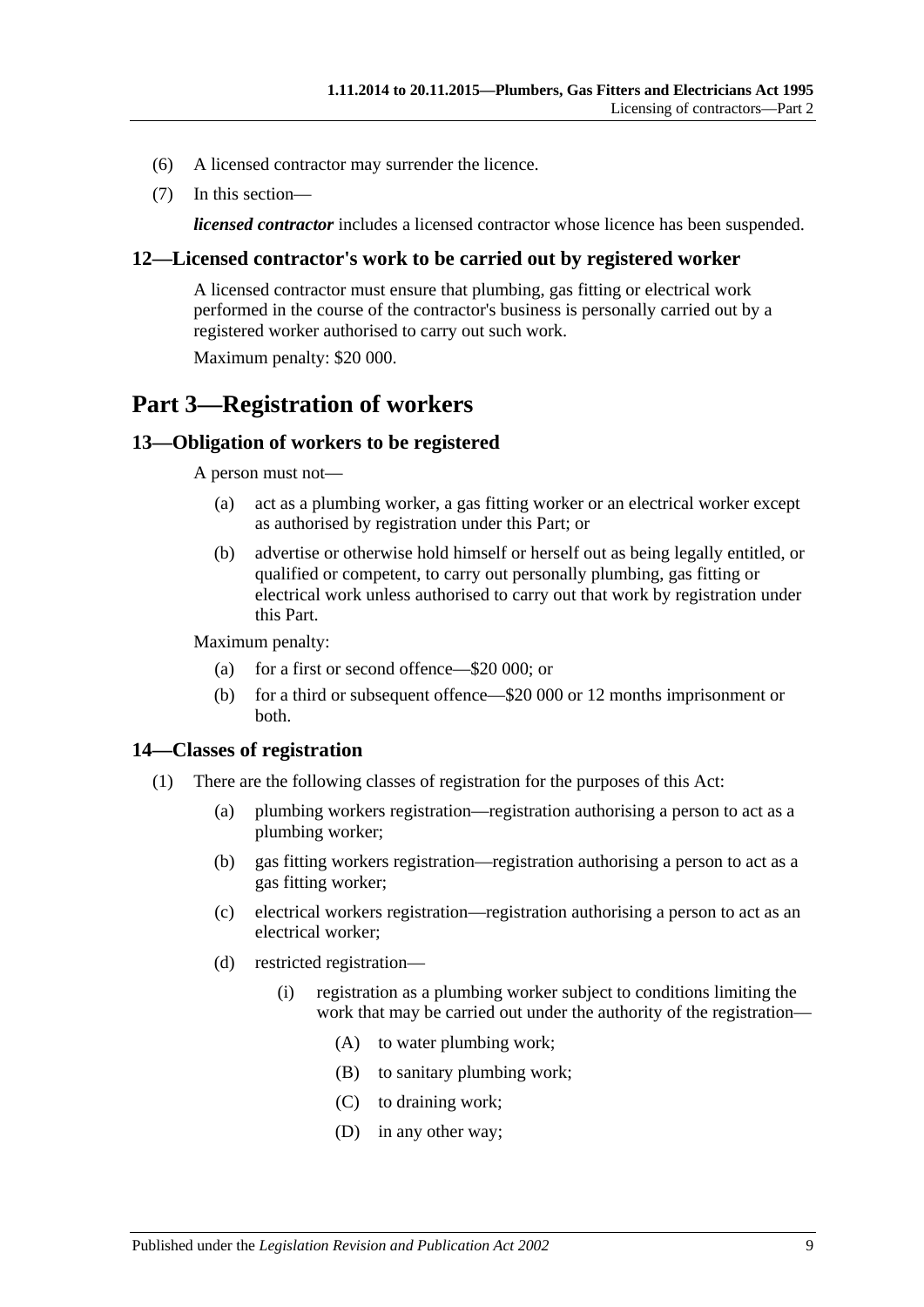(6) A licensed contractor may surrender the licence.

(7) In this section—

***licensed contractor*** includes a licensed contractor whose licence has been suspended.

### 12—Licensed contractor's work to be carried out by registered worker

A licensed contractor must ensure that plumbing, gas fitting or electrical work performed in the course of the contractor's business is personally carried out by a registered worker authorised to carry out such work.

Maximum penalty: $20 000.

## Part 3—Registration of workers

### 13—Obligation of workers to be registered

A person must not—

(a) act as a plumbing worker, a gas fitting worker or an electrical worker except as authorised by registration under this Part; or

(b) advertise or otherwise hold himself or herself out as being legally entitled, or qualified or competent, to carry out personally plumbing, gas fitting or electrical work unless authorised to carry out that work by registration under this Part.

Maximum penalty:

(a) for a first or second offence—$20 000; or

(b) for a third or subsequent offence—$20 000 or 12 months imprisonment or both.

### 14—Classes of registration

(1) There are the following classes of registration for the purposes of this Act:

(a) plumbing workers registration—registration authorising a person to act as a plumbing worker;

(b) gas fitting workers registration—registration authorising a person to act as a gas fitting worker;

(c) electrical workers registration—registration authorising a person to act as an electrical worker;

(d) restricted registration—

(i) registration as a plumbing worker subject to conditions limiting the work that may be carried out under the authority of the registration—

(A) to water plumbing work;

(B) to sanitary plumbing work;

(C) to draining work;

(D) in any other way;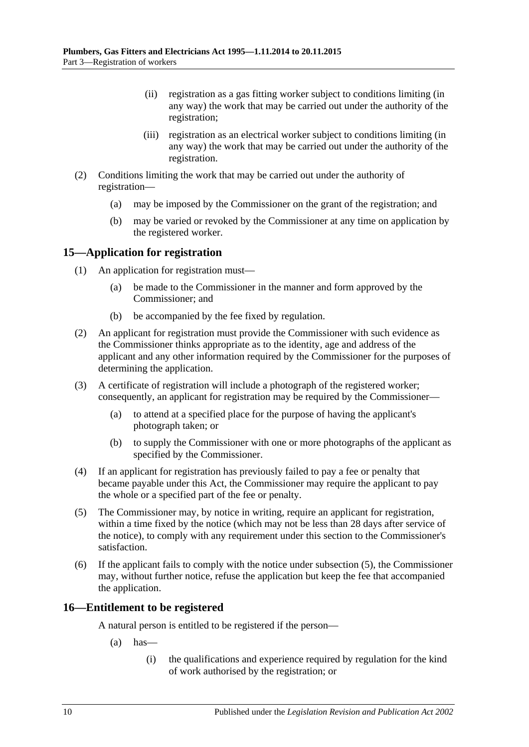(ii) registration as a gas fitting worker subject to conditions limiting (in any way) the work that may be carried out under the authority of the registration;

(iii) registration as an electrical worker subject to conditions limiting (in any way) the work that may be carried out under the authority of the registration.

(2) Conditions limiting the work that may be carried out under the authority of registration—

(a) may be imposed by the Commissioner on the grant of the registration; and

(b) may be varied or revoked by the Commissioner at any time on application by the registered worker.

## 15—Application for registration

(1) An application for registration must—

(a) be made to the Commissioner in the manner and form approved by the Commissioner; and

(b) be accompanied by the fee fixed by regulation.

(2) An applicant for registration must provide the Commissioner with such evidence as the Commissioner thinks appropriate as to the identity, age and address of the applicant and any other information required by the Commissioner for the purposes of determining the application.

(3) A certificate of registration will include a photograph of the registered worker; consequently, an applicant for registration may be required by the Commissioner—

(a) to attend at a specified place for the purpose of having the applicant's photograph taken; or

(b) to supply the Commissioner with one or more photographs of the applicant as specified by the Commissioner.

(4) If an applicant for registration has previously failed to pay a fee or penalty that became payable under this Act, the Commissioner may require the applicant to pay the whole or a specified part of the fee or penalty.

(5) The Commissioner may, by notice in writing, require an applicant for registration, within a time fixed by the notice (which may not be less than 28 days after service of the notice), to comply with any requirement under this section to the Commissioner's satisfaction.

(6) If the applicant fails to comply with the notice under subsection (5), the Commissioner may, without further notice, refuse the application but keep the fee that accompanied the application.

## 16—Entitlement to be registered

A natural person is entitled to be registered if the person—

(a) has—

(i) the qualifications and experience required by regulation for the kind of work authorised by the registration; or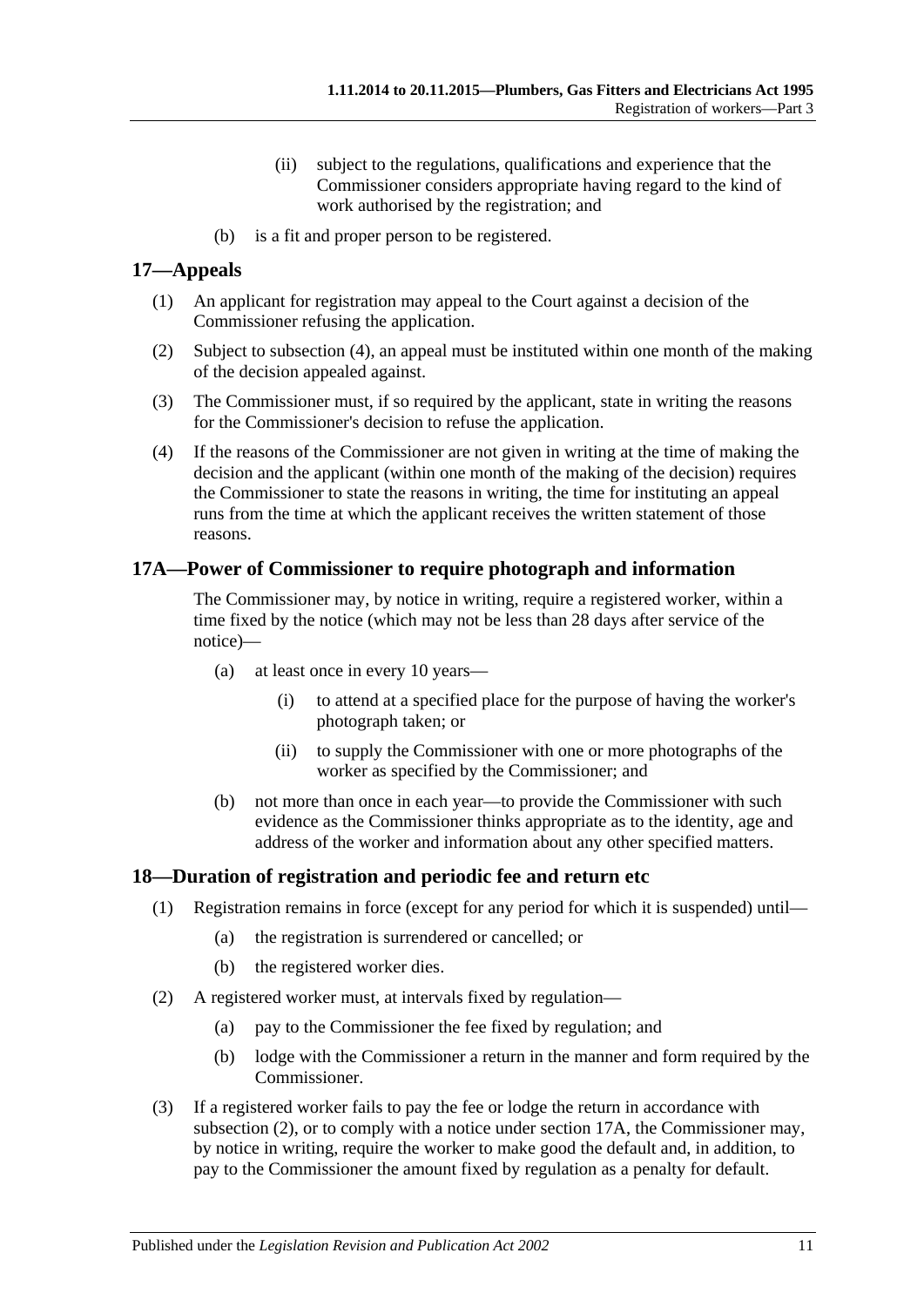(ii) subject to the regulations, qualifications and experience that the Commissioner considers appropriate having regard to the kind of work authorised by the registration; and

(b) is a fit and proper person to be registered.

## 17—Appeals

(1) An applicant for registration may appeal to the Court against a decision of the Commissioner refusing the application.

(2) Subject to subsection (4), an appeal must be instituted within one month of the making of the decision appealed against.

(3) The Commissioner must, if so required by the applicant, state in writing the reasons for the Commissioner's decision to refuse the application.

(4) If the reasons of the Commissioner are not given in writing at the time of making the decision and the applicant (within one month of the making of the decision) requires the Commissioner to state the reasons in writing, the time for instituting an appeal runs from the time at which the applicant receives the written statement of those reasons.

## 17A—Power of Commissioner to require photograph and information

The Commissioner may, by notice in writing, require a registered worker, within a time fixed by the notice (which may not be less than 28 days after service of the notice)—

(a) at least once in every 10 years—

(i) to attend at a specified place for the purpose of having the worker's photograph taken; or

(ii) to supply the Commissioner with one or more photographs of the worker as specified by the Commissioner; and

(b) not more than once in each year—to provide the Commissioner with such evidence as the Commissioner thinks appropriate as to the identity, age and address of the worker and information about any other specified matters.

## 18—Duration of registration and periodic fee and return etc

(1) Registration remains in force (except for any period for which it is suspended) until—

(a) the registration is surrendered or cancelled; or

(b) the registered worker dies.

(2) A registered worker must, at intervals fixed by regulation—

(a) pay to the Commissioner the fee fixed by regulation; and

(b) lodge with the Commissioner a return in the manner and form required by the Commissioner.

(3) If a registered worker fails to pay the fee or lodge the return in accordance with subsection (2), or to comply with a notice under section 17A, the Commissioner may, by notice in writing, require the worker to make good the default and, in addition, to pay to the Commissioner the amount fixed by regulation as a penalty for default.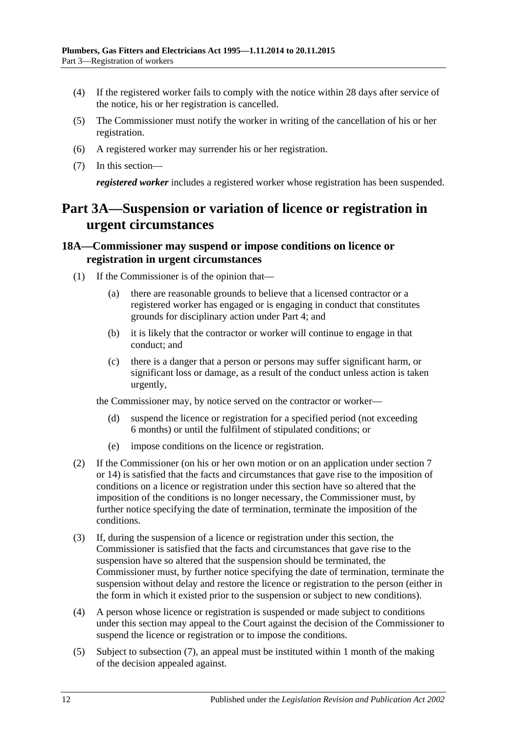(4) If the registered worker fails to comply with the notice within 28 days after service of the notice, his or her registration is cancelled.

(5) The Commissioner must notify the worker in writing of the cancellation of his or her registration.

(6) A registered worker may surrender his or her registration.

(7) In this section—

***registered worker*** includes a registered worker whose registration has been suspended.

# Part 3A—Suspension or variation of licence or registration in urgent circumstances

## 18A—Commissioner may suspend or impose conditions on licence or registration in urgent circumstances

(1) If the Commissioner is of the opinion that—

(a) there are reasonable grounds to believe that a licensed contractor or a registered worker has engaged or is engaging in conduct that constitutes grounds for disciplinary action under Part 4; and

(b) it is likely that the contractor or worker will continue to engage in that conduct; and

(c) there is a danger that a person or persons may suffer significant harm, or significant loss or damage, as a result of the conduct unless action is taken urgently,

the Commissioner may, by notice served on the contractor or worker—

(d) suspend the licence or registration for a specified period (not exceeding 6 months) or until the fulfilment of stipulated conditions; or

(e) impose conditions on the licence or registration.

(2) If the Commissioner (on his or her own motion or on an application under section 7 or 14) is satisfied that the facts and circumstances that gave rise to the imposition of conditions on a licence or registration under this section have so altered that the imposition of the conditions is no longer necessary, the Commissioner must, by further notice specifying the date of termination, terminate the imposition of the conditions.

(3) If, during the suspension of a licence or registration under this section, the Commissioner is satisfied that the facts and circumstances that gave rise to the suspension have so altered that the suspension should be terminated, the Commissioner must, by further notice specifying the date of termination, terminate the suspension without delay and restore the licence or registration to the person (either in the form in which it existed prior to the suspension or subject to new conditions).

(4) A person whose licence or registration is suspended or made subject to conditions under this section may appeal to the Court against the decision of the Commissioner to suspend the licence or registration or to impose the conditions.

(5) Subject to subsection (7), an appeal must be instituted within 1 month of the making of the decision appealed against.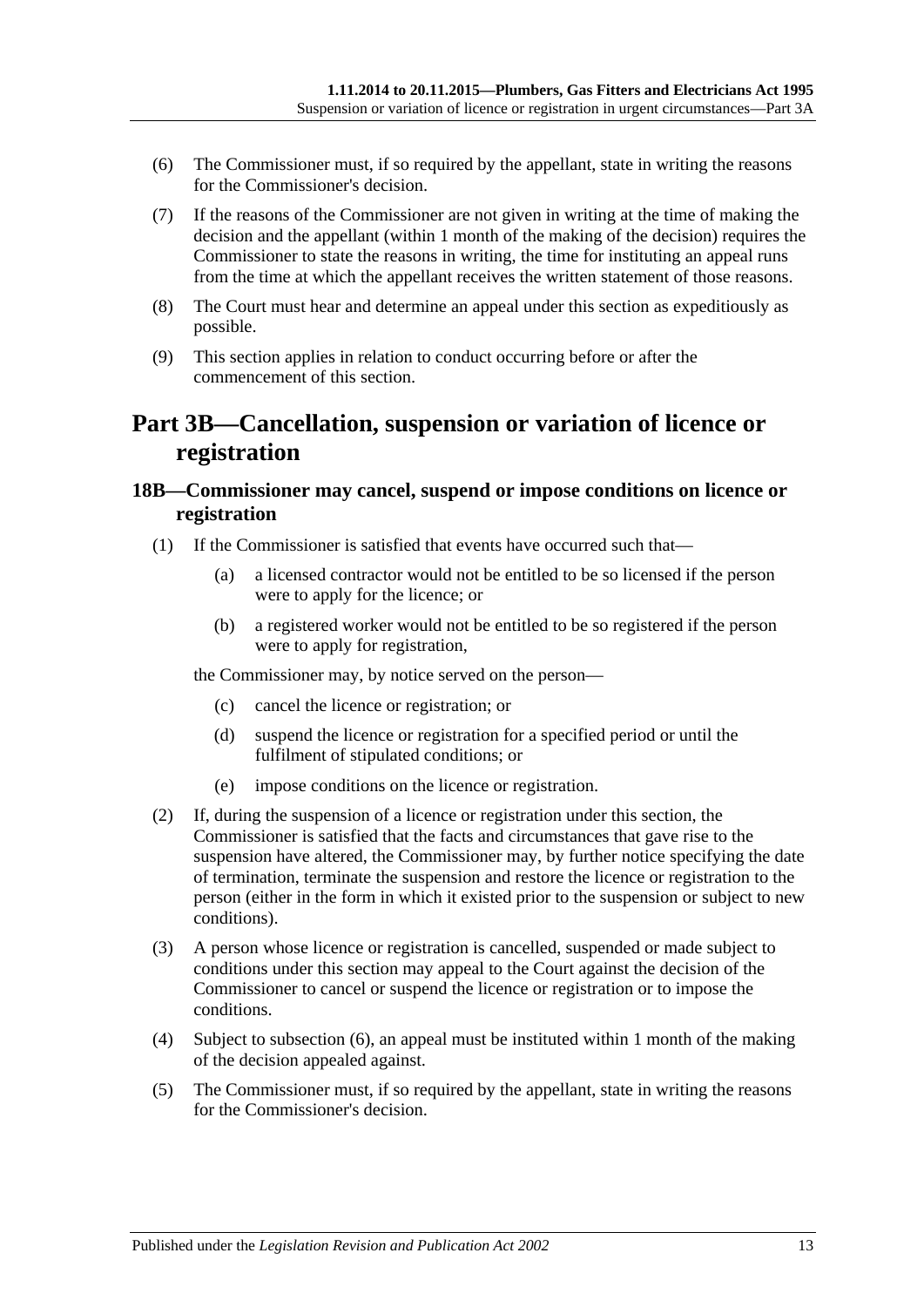(6) The Commissioner must, if so required by the appellant, state in writing the reasons for the Commissioner's decision.

(7) If the reasons of the Commissioner are not given in writing at the time of making the decision and the appellant (within 1 month of the making of the decision) requires the Commissioner to state the reasons in writing, the time for instituting an appeal runs from the time at which the appellant receives the written statement of those reasons.

(8) The Court must hear and determine an appeal under this section as expeditiously as possible.

(9) This section applies in relation to conduct occurring before or after the commencement of this section.

# Part 3B—Cancellation, suspension or variation of licence or registration

## 18B—Commissioner may cancel, suspend or impose conditions on licence or registration

(1) If the Commissioner is satisfied that events have occurred such that—

- (a) a licensed contractor would not be entitled to be so licensed if the person were to apply for the licence; or
- (b) a registered worker would not be entitled to be so registered if the person were to apply for registration,

the Commissioner may, by notice served on the person—

- (c) cancel the licence or registration; or
- (d) suspend the licence or registration for a specified period or until the fulfilment of stipulated conditions; or
- (e) impose conditions on the licence or registration.

(2) If, during the suspension of a licence or registration under this section, the Commissioner is satisfied that the facts and circumstances that gave rise to the suspension have altered, the Commissioner may, by further notice specifying the date of termination, terminate the suspension and restore the licence or registration to the person (either in the form in which it existed prior to the suspension or subject to new conditions).

(3) A person whose licence or registration is cancelled, suspended or made subject to conditions under this section may appeal to the Court against the decision of the Commissioner to cancel or suspend the licence or registration or to impose the conditions.

(4) Subject to subsection (6), an appeal must be instituted within 1 month of the making of the decision appealed against.

(5) The Commissioner must, if so required by the appellant, state in writing the reasons for the Commissioner's decision.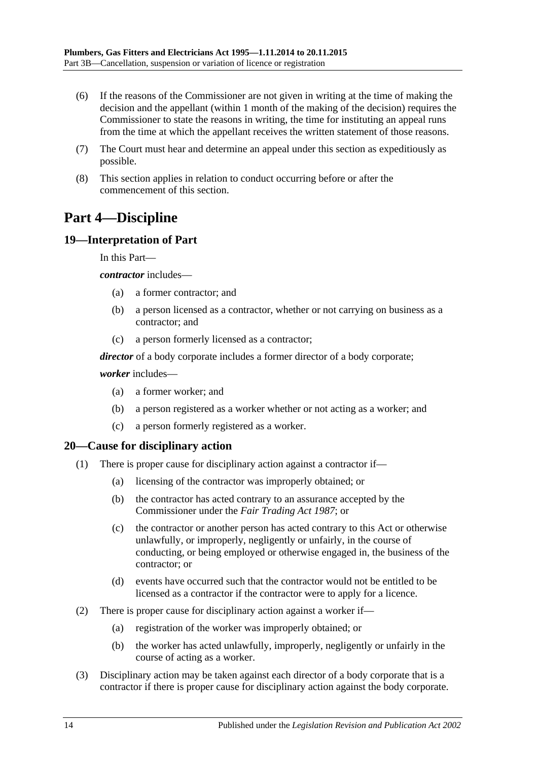(6) If the reasons of the Commissioner are not given in writing at the time of making the decision and the appellant (within 1 month of the making of the decision) requires the Commissioner to state the reasons in writing, the time for instituting an appeal runs from the time at which the appellant receives the written statement of those reasons.

(7) The Court must hear and determine an appeal under this section as expeditiously as possible.

(8) This section applies in relation to conduct occurring before or after the commencement of this section.

# Part 4—Discipline

## 19—Interpretation of Part

In this Part—

***contractor*** includes—

(a) a former contractor; and

(b) a person licensed as a contractor, whether or not carrying on business as a contractor; and

(c) a person formerly licensed as a contractor;

***director*** of a body corporate includes a former director of a body corporate;

***worker*** includes—

(a) a former worker; and

(b) a person registered as a worker whether or not acting as a worker; and

(c) a person formerly registered as a worker.

## 20—Cause for disciplinary action

(1) There is proper cause for disciplinary action against a contractor if—

(a) licensing of the contractor was improperly obtained; or

(b) the contractor has acted contrary to an assurance accepted by the Commissioner under the *Fair Trading Act 1987*; or

(c) the contractor or another person has acted contrary to this Act or otherwise unlawfully, or improperly, negligently or unfairly, in the course of conducting, or being employed or otherwise engaged in, the business of the contractor; or

(d) events have occurred such that the contractor would not be entitled to be licensed as a contractor if the contractor were to apply for a licence.

(2) There is proper cause for disciplinary action against a worker if—

(a) registration of the worker was improperly obtained; or

(b) the worker has acted unlawfully, improperly, negligently or unfairly in the course of acting as a worker.

(3) Disciplinary action may be taken against each director of a body corporate that is a contractor if there is proper cause for disciplinary action against the body corporate.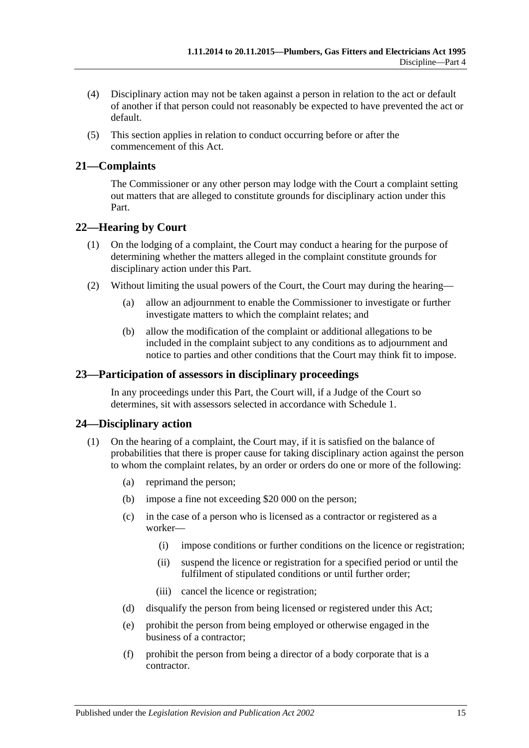(4) Disciplinary action may not be taken against a person in relation to the act or default of another if that person could not reasonably be expected to have prevented the act or default.

(5) This section applies in relation to conduct occurring before or after the commencement of this Act.

## 21—Complaints

The Commissioner or any other person may lodge with the Court a complaint setting out matters that are alleged to constitute grounds for disciplinary action under this Part.

## 22—Hearing by Court

(1) On the lodging of a complaint, the Court may conduct a hearing for the purpose of determining whether the matters alleged in the complaint constitute grounds for disciplinary action under this Part.

(2) Without limiting the usual powers of the Court, the Court may during the hearing—

- (a) allow an adjournment to enable the Commissioner to investigate or further investigate matters to which the complaint relates; and
- (b) allow the modification of the complaint or additional allegations to be included in the complaint subject to any conditions as to adjournment and notice to parties and other conditions that the Court may think fit to impose.

## 23—Participation of assessors in disciplinary proceedings

In any proceedings under this Part, the Court will, if a Judge of the Court so determines, sit with assessors selected in accordance with Schedule 1.

## 24—Disciplinary action

(1) On the hearing of a complaint, the Court may, if it is satisfied on the balance of probabilities that there is proper cause for taking disciplinary action against the person to whom the complaint relates, by an order or orders do one or more of the following:

- (a) reprimand the person;
- (b) impose a fine not exceeding $20 000 on the person;
- (c) in the case of a person who is licensed as a contractor or registered as a worker—
  - (i) impose conditions or further conditions on the licence or registration;
  - (ii) suspend the licence or registration for a specified period or until the fulfilment of stipulated conditions or until further order;
  - (iii) cancel the licence or registration;
- (d) disqualify the person from being licensed or registered under this Act;
- (e) prohibit the person from being employed or otherwise engaged in the business of a contractor;
- (f) prohibit the person from being a director of a body corporate that is a contractor.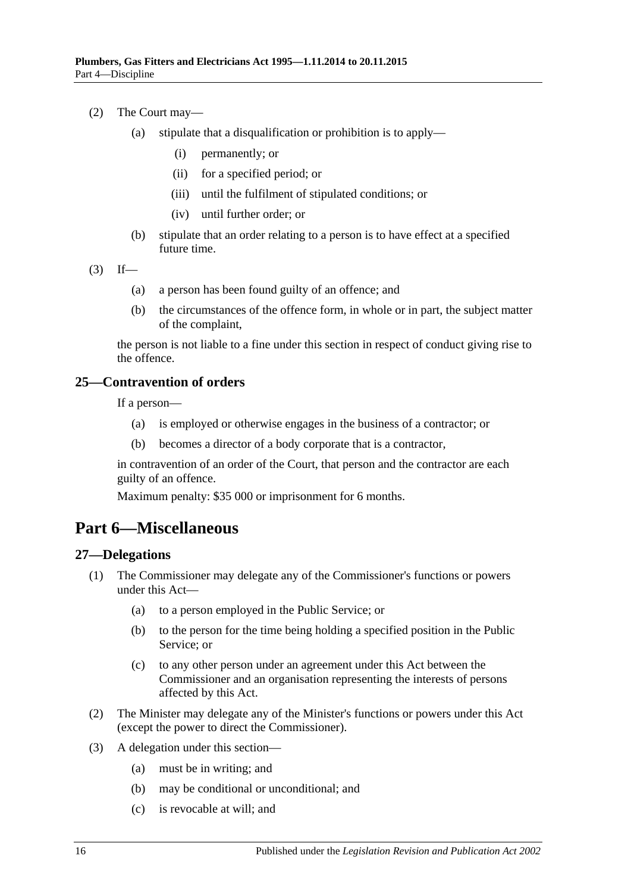(2) The Court may—

(a) stipulate that a disqualification or prohibition is to apply—

(i) permanently; or

(ii) for a specified period; or

(iii) until the fulfilment of stipulated conditions; or

(iv) until further order; or

(b) stipulate that an order relating to a person is to have effect at a specified future time.

(3) If—

(a) a person has been found guilty of an offence; and

(b) the circumstances of the offence form, in whole or in part, the subject matter of the complaint,

the person is not liable to a fine under this section in respect of conduct giving rise to the offence.

### 25—Contravention of orders

If a person—

(a) is employed or otherwise engages in the business of a contractor; or

(b) becomes a director of a body corporate that is a contractor,

in contravention of an order of the Court, that person and the contractor are each guilty of an offence.

Maximum penalty: $35 000 or imprisonment for 6 months.

## Part 6—Miscellaneous

### 27—Delegations

(1) The Commissioner may delegate any of the Commissioner's functions or powers under this Act—

(a) to a person employed in the Public Service; or

(b) to the person for the time being holding a specified position in the Public Service; or

(c) to any other person under an agreement under this Act between the Commissioner and an organisation representing the interests of persons affected by this Act.

(2) The Minister may delegate any of the Minister's functions or powers under this Act (except the power to direct the Commissioner).

(3) A delegation under this section—

(a) must be in writing; and

(b) may be conditional or unconditional; and

(c) is revocable at will; and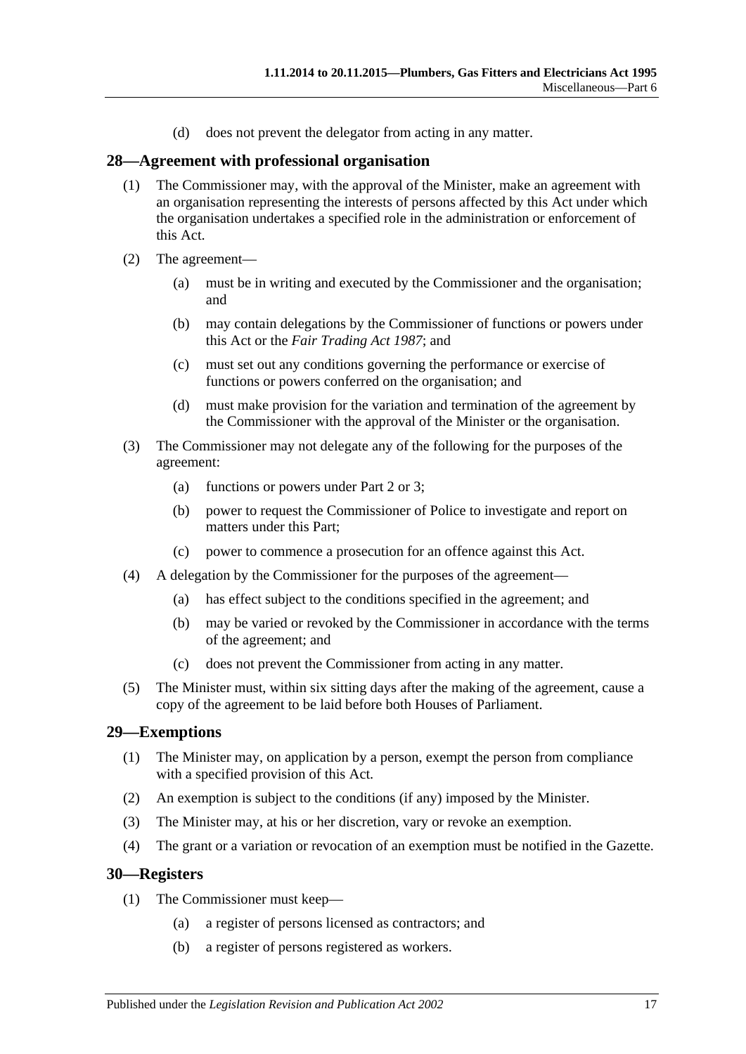(d) does not prevent the delegator from acting in any matter.

## 28—Agreement with professional organisation

(1) The Commissioner may, with the approval of the Minister, make an agreement with an organisation representing the interests of persons affected by this Act under which the organisation undertakes a specified role in the administration or enforcement of this Act.

(2) The agreement—

(a) must be in writing and executed by the Commissioner and the organisation; and

(b) may contain delegations by the Commissioner of functions or powers under this Act or the *Fair Trading Act 1987*; and

(c) must set out any conditions governing the performance or exercise of functions or powers conferred on the organisation; and

(d) must make provision for the variation and termination of the agreement by the Commissioner with the approval of the Minister or the organisation.

(3) The Commissioner may not delegate any of the following for the purposes of the agreement:

(a) functions or powers under Part 2 or 3;

(b) power to request the Commissioner of Police to investigate and report on matters under this Part;

(c) power to commence a prosecution for an offence against this Act.

(4) A delegation by the Commissioner for the purposes of the agreement—

(a) has effect subject to the conditions specified in the agreement; and

(b) may be varied or revoked by the Commissioner in accordance with the terms of the agreement; and

(c) does not prevent the Commissioner from acting in any matter.

(5) The Minister must, within six sitting days after the making of the agreement, cause a copy of the agreement to be laid before both Houses of Parliament.

## 29—Exemptions

(1) The Minister may, on application by a person, exempt the person from compliance with a specified provision of this Act.

(2) An exemption is subject to the conditions (if any) imposed by the Minister.

(3) The Minister may, at his or her discretion, vary or revoke an exemption.

(4) The grant or a variation or revocation of an exemption must be notified in the Gazette.

## 30—Registers

(1) The Commissioner must keep—

(a) a register of persons licensed as contractors; and

(b) a register of persons registered as workers.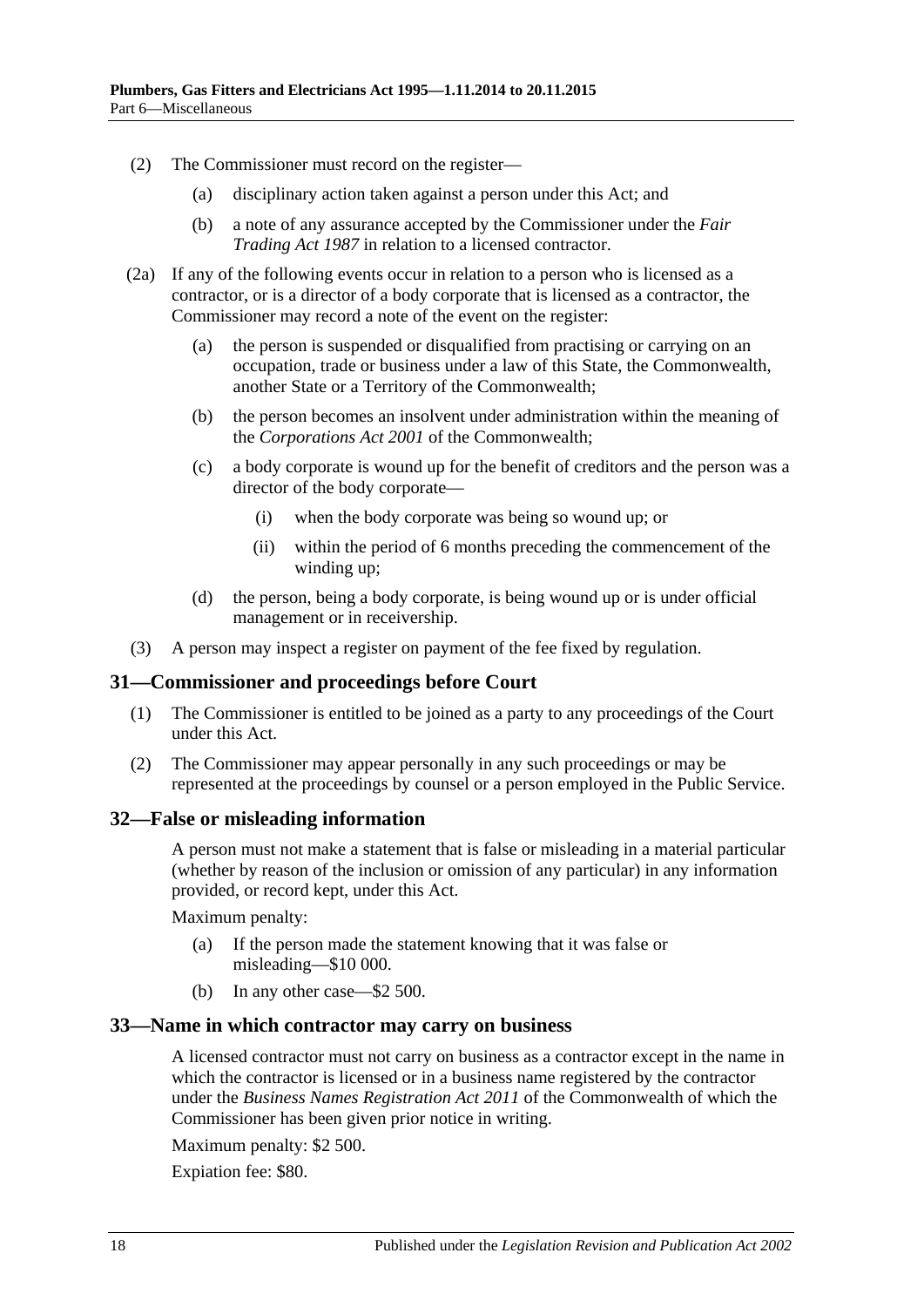(2) The Commissioner must record on the register—

(a) disciplinary action taken against a person under this Act; and

(b) a note of any assurance accepted by the Commissioner under the *Fair Trading Act 1987* in relation to a licensed contractor.

(2a) If any of the following events occur in relation to a person who is licensed as a contractor, or is a director of a body corporate that is licensed as a contractor, the Commissioner may record a note of the event on the register:

(a) the person is suspended or disqualified from practising or carrying on an occupation, trade or business under a law of this State, the Commonwealth, another State or a Territory of the Commonwealth;

(b) the person becomes an insolvent under administration within the meaning of the *Corporations Act 2001* of the Commonwealth;

(c) a body corporate is wound up for the benefit of creditors and the person was a director of the body corporate—

(i) when the body corporate was being so wound up; or

(ii) within the period of 6 months preceding the commencement of the winding up;

(d) the person, being a body corporate, is being wound up or is under official management or in receivership.

(3) A person may inspect a register on payment of the fee fixed by regulation.

## 31—Commissioner and proceedings before Court

(1) The Commissioner is entitled to be joined as a party to any proceedings of the Court under this Act.

(2) The Commissioner may appear personally in any such proceedings or may be represented at the proceedings by counsel or a person employed in the Public Service.

## 32—False or misleading information

A person must not make a statement that is false or misleading in a material particular (whether by reason of the inclusion or omission of any particular) in any information provided, or record kept, under this Act.

Maximum penalty:

(a) If the person made the statement knowing that it was false or misleading—$10 000.

(b) In any other case—$2 500.

## 33—Name in which contractor may carry on business

A licensed contractor must not carry on business as a contractor except in the name in which the contractor is licensed or in a business name registered by the contractor under the *Business Names Registration Act 2011* of the Commonwealth of which the Commissioner has been given prior notice in writing.

Maximum penalty: $2 500.

Expiation fee: $80.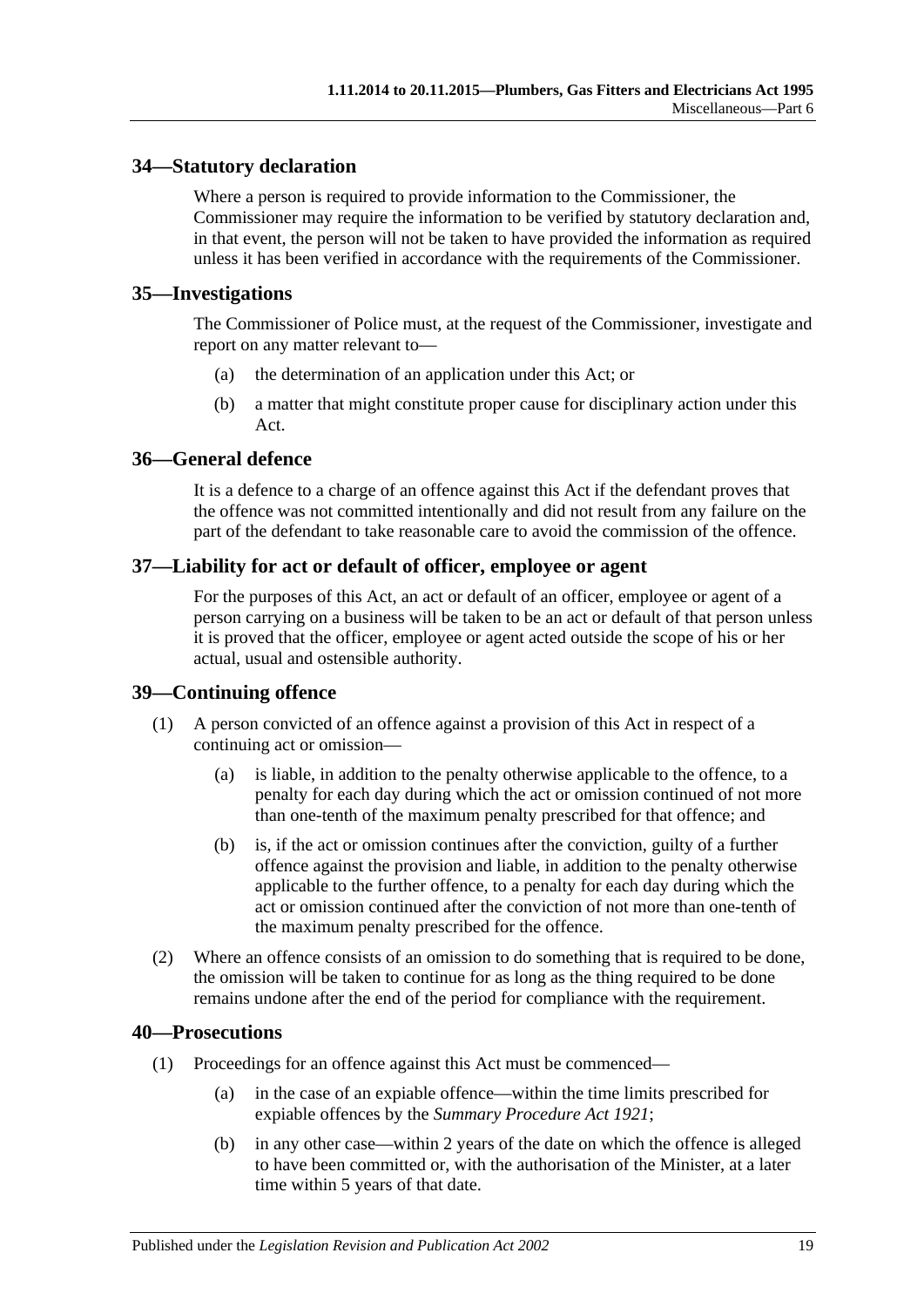## 34—Statutory declaration

Where a person is required to provide information to the Commissioner, the Commissioner may require the information to be verified by statutory declaration and, in that event, the person will not be taken to have provided the information as required unless it has been verified in accordance with the requirements of the Commissioner.

## 35—Investigations

The Commissioner of Police must, at the request of the Commissioner, investigate and report on any matter relevant to—

(a) the determination of an application under this Act; or

(b) a matter that might constitute proper cause for disciplinary action under this Act.

## 36—General defence

It is a defence to a charge of an offence against this Act if the defendant proves that the offence was not committed intentionally and did not result from any failure on the part of the defendant to take reasonable care to avoid the commission of the offence.

## 37—Liability for act or default of officer, employee or agent

For the purposes of this Act, an act or default of an officer, employee or agent of a person carrying on a business will be taken to be an act or default of that person unless it is proved that the officer, employee or agent acted outside the scope of his or her actual, usual and ostensible authority.

## 39—Continuing offence

(1) A person convicted of an offence against a provision of this Act in respect of a continuing act or omission—

(a) is liable, in addition to the penalty otherwise applicable to the offence, to a penalty for each day during which the act or omission continued of not more than one-tenth of the maximum penalty prescribed for that offence; and

(b) is, if the act or omission continues after the conviction, guilty of a further offence against the provision and liable, in addition to the penalty otherwise applicable to the further offence, to a penalty for each day during which the act or omission continued after the conviction of not more than one-tenth of the maximum penalty prescribed for the offence.

(2) Where an offence consists of an omission to do something that is required to be done, the omission will be taken to continue for as long as the thing required to be done remains undone after the end of the period for compliance with the requirement.

## 40—Prosecutions

(1) Proceedings for an offence against this Act must be commenced—

(a) in the case of an expiable offence—within the time limits prescribed for expiable offences by the *Summary Procedure Act 1921*;

(b) in any other case—within 2 years of the date on which the offence is alleged to have been committed or, with the authorisation of the Minister, at a later time within 5 years of that date.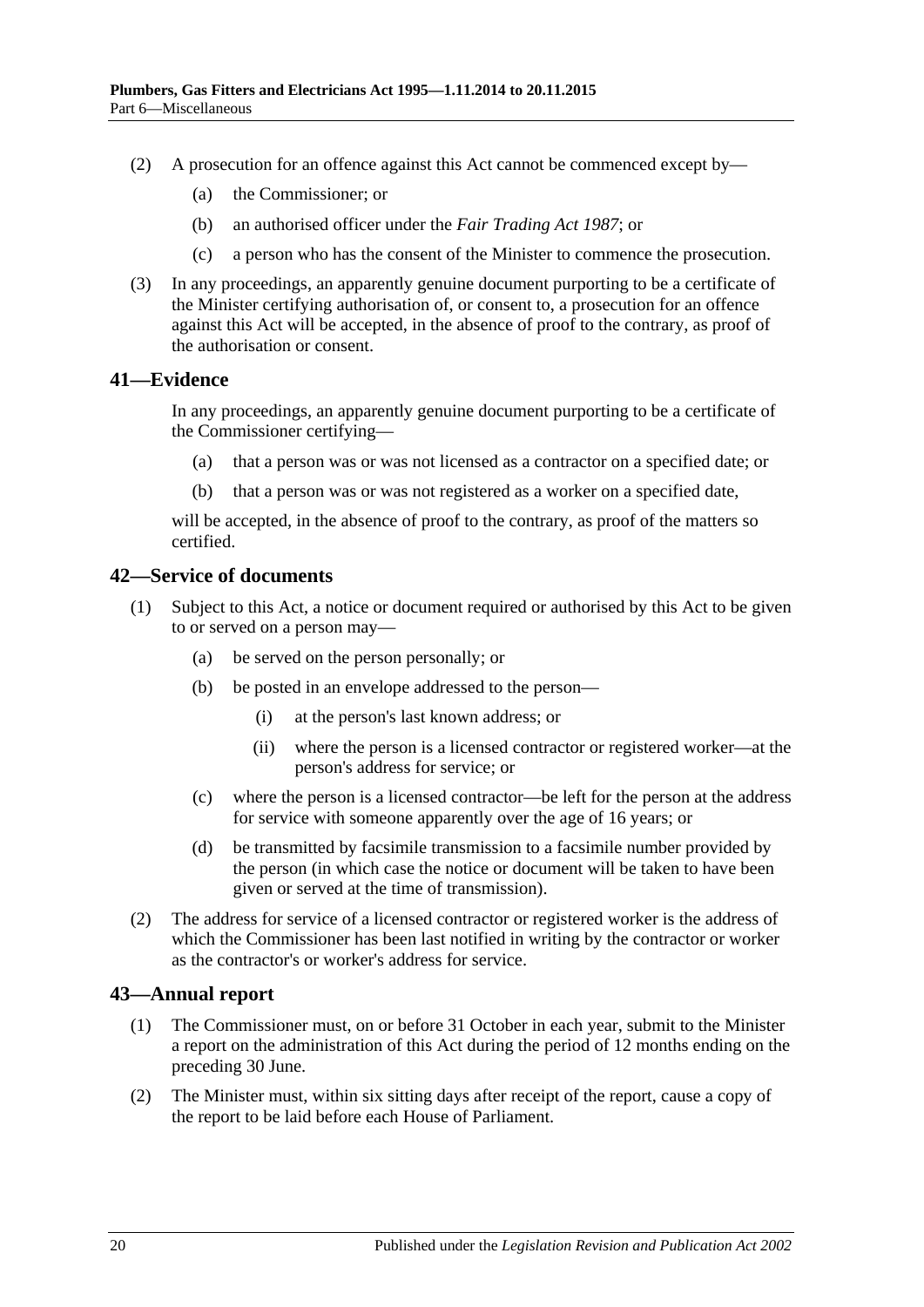(2) A prosecution for an offence against this Act cannot be commenced except by—

  (a) the Commissioner; or

  (b) an authorised officer under the *Fair Trading Act 1987*; or

  (c) a person who has the consent of the Minister to commence the prosecution.

(3) In any proceedings, an apparently genuine document purporting to be a certificate of the Minister certifying authorisation of, or consent to, a prosecution for an offence against this Act will be accepted, in the absence of proof to the contrary, as proof of the authorisation or consent.

## 41—Evidence

In any proceedings, an apparently genuine document purporting to be a certificate of the Commissioner certifying—

  (a) that a person was or was not licensed as a contractor on a specified date; or

  (b) that a person was or was not registered as a worker on a specified date,

will be accepted, in the absence of proof to the contrary, as proof of the matters so certified.

## 42—Service of documents

(1) Subject to this Act, a notice or document required or authorised by this Act to be given to or served on a person may—

  (a) be served on the person personally; or

  (b) be posted in an envelope addressed to the person—

    (i) at the person's last known address; or

    (ii) where the person is a licensed contractor or registered worker—at the person's address for service; or

  (c) where the person is a licensed contractor—be left for the person at the address for service with someone apparently over the age of 16 years; or

  (d) be transmitted by facsimile transmission to a facsimile number provided by the person (in which case the notice or document will be taken to have been given or served at the time of transmission).

(2) The address for service of a licensed contractor or registered worker is the address of which the Commissioner has been last notified in writing by the contractor or worker as the contractor's or worker's address for service.

## 43—Annual report

(1) The Commissioner must, on or before 31 October in each year, submit to the Minister a report on the administration of this Act during the period of 12 months ending on the preceding 30 June.

(2) The Minister must, within six sitting days after receipt of the report, cause a copy of the report to be laid before each House of Parliament.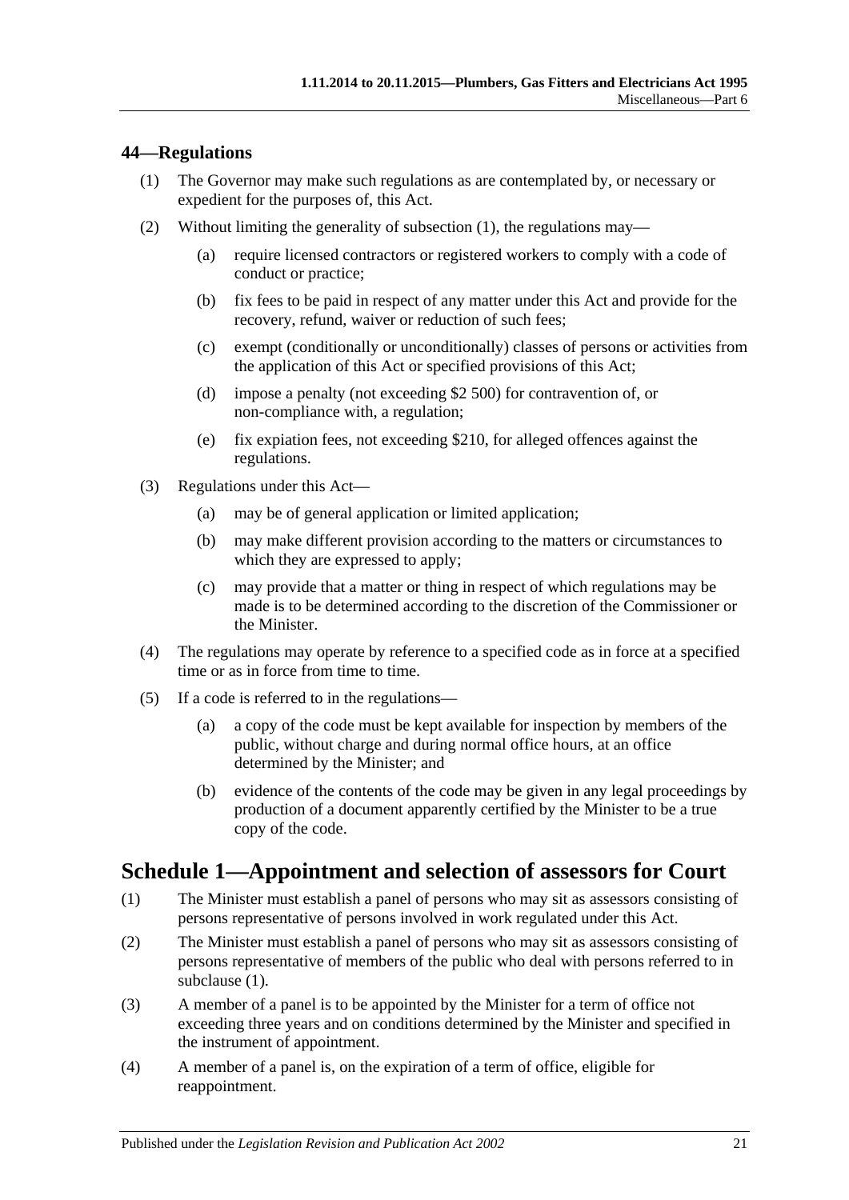### 44—Regulations

(1) The Governor may make such regulations as are contemplated by, or necessary or expedient for the purposes of, this Act.

(2) Without limiting the generality of subsection (1), the regulations may—

(a) require licensed contractors or registered workers to comply with a code of conduct or practice;

(b) fix fees to be paid in respect of any matter under this Act and provide for the recovery, refund, waiver or reduction of such fees;

(c) exempt (conditionally or unconditionally) classes of persons or activities from the application of this Act or specified provisions of this Act;

(d) impose a penalty (not exceeding $2 500) for contravention of, or non-compliance with, a regulation;

(e) fix expiation fees, not exceeding $210, for alleged offences against the regulations.

(3) Regulations under this Act—

(a) may be of general application or limited application;

(b) may make different provision according to the matters or circumstances to which they are expressed to apply;

(c) may provide that a matter or thing in respect of which regulations may be made is to be determined according to the discretion of the Commissioner or the Minister.

(4) The regulations may operate by reference to a specified code as in force at a specified time or as in force from time to time.

(5) If a code is referred to in the regulations—

(a) a copy of the code must be kept available for inspection by members of the public, without charge and during normal office hours, at an office determined by the Minister; and

(b) evidence of the contents of the code may be given in any legal proceedings by production of a document apparently certified by the Minister to be a true copy of the code.

## Schedule 1—Appointment and selection of assessors for Court

(1) The Minister must establish a panel of persons who may sit as assessors consisting of persons representative of persons involved in work regulated under this Act.

(2) The Minister must establish a panel of persons who may sit as assessors consisting of persons representative of members of the public who deal with persons referred to in subclause (1).

(3) A member of a panel is to be appointed by the Minister for a term of office not exceeding three years and on conditions determined by the Minister and specified in the instrument of appointment.

(4) A member of a panel is, on the expiration of a term of office, eligible for reappointment.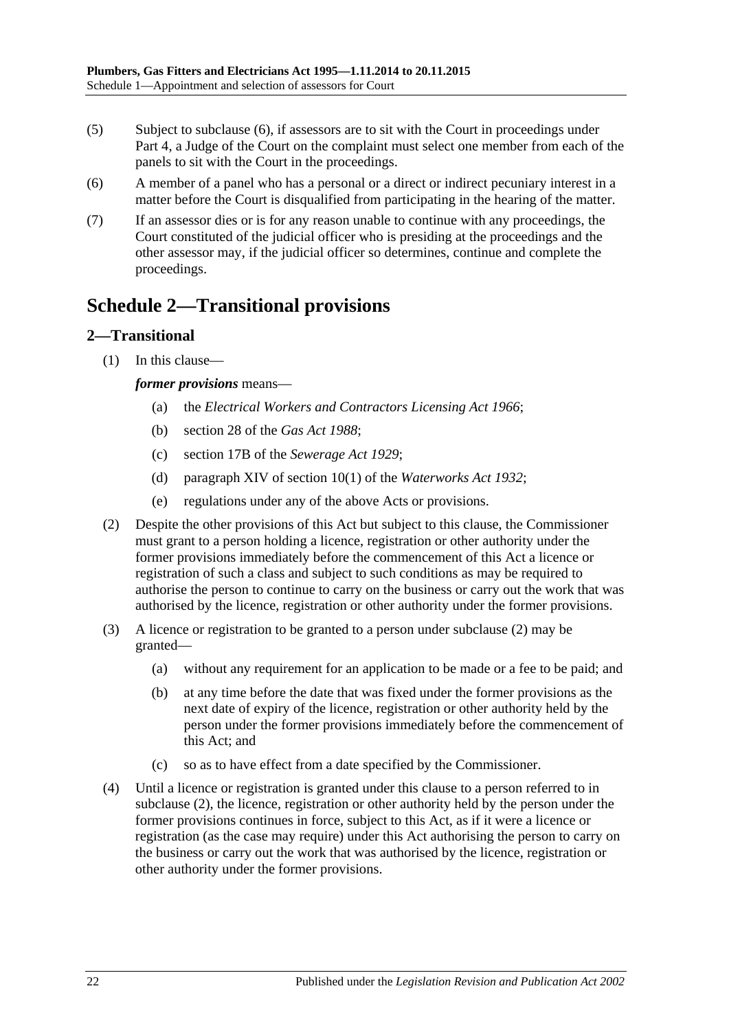(5) Subject to subclause (6), if assessors are to sit with the Court in proceedings under Part 4, a Judge of the Court on the complaint must select one member from each of the panels to sit with the Court in the proceedings.

(6) A member of a panel who has a personal or a direct or indirect pecuniary interest in a matter before the Court is disqualified from participating in the hearing of the matter.

(7) If an assessor dies or is for any reason unable to continue with any proceedings, the Court constituted of the judicial officer who is presiding at the proceedings and the other assessor may, if the judicial officer so determines, continue and complete the proceedings.

# Schedule 2—Transitional provisions

## 2—Transitional

(1) In this clause—

***former provisions*** means—

(a) the *Electrical Workers and Contractors Licensing Act 1966*;

(b) section 28 of the *Gas Act 1988*;

(c) section 17B of the *Sewerage Act 1929*;

(d) paragraph XIV of section 10(1) of the *Waterworks Act 1932*;

(e) regulations under any of the above Acts or provisions.

(2) Despite the other provisions of this Act but subject to this clause, the Commissioner must grant to a person holding a licence, registration or other authority under the former provisions immediately before the commencement of this Act a licence or registration of such a class and subject to such conditions as may be required to authorise the person to continue to carry on the business or carry out the work that was authorised by the licence, registration or other authority under the former provisions.

(3) A licence or registration to be granted to a person under subclause (2) may be granted—

(a) without any requirement for an application to be made or a fee to be paid; and

(b) at any time before the date that was fixed under the former provisions as the next date of expiry of the licence, registration or other authority held by the person under the former provisions immediately before the commencement of this Act; and

(c) so as to have effect from a date specified by the Commissioner.

(4) Until a licence or registration is granted under this clause to a person referred to in subclause (2), the licence, registration or other authority held by the person under the former provisions continues in force, subject to this Act, as if it were a licence or registration (as the case may require) under this Act authorising the person to carry on the business or carry out the work that was authorised by the licence, registration or other authority under the former provisions.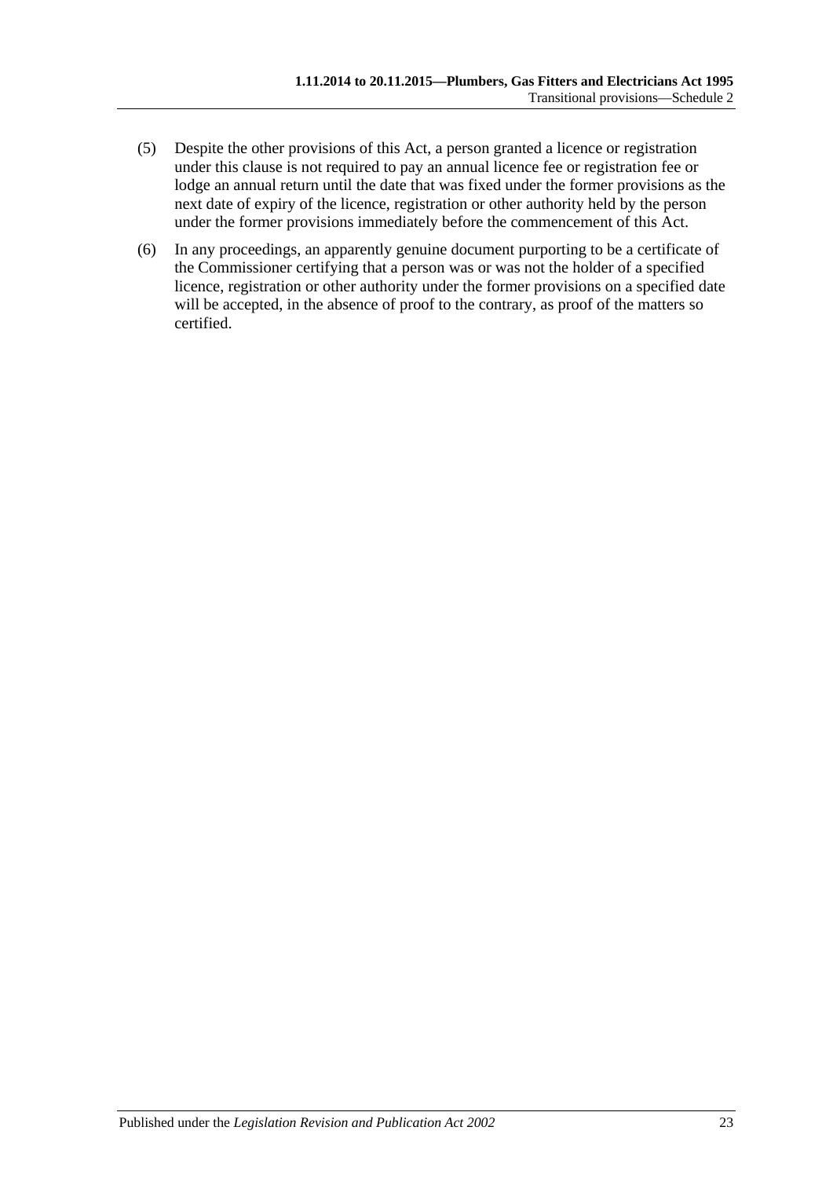(5) Despite the other provisions of this Act, a person granted a licence or registration under this clause is not required to pay an annual licence fee or registration fee or lodge an annual return until the date that was fixed under the former provisions as the next date of expiry of the licence, registration or other authority held by the person under the former provisions immediately before the commencement of this Act.

(6) In any proceedings, an apparently genuine document purporting to be a certificate of the Commissioner certifying that a person was or was not the holder of a specified licence, registration or other authority under the former provisions on a specified date will be accepted, in the absence of proof to the contrary, as proof of the matters so certified.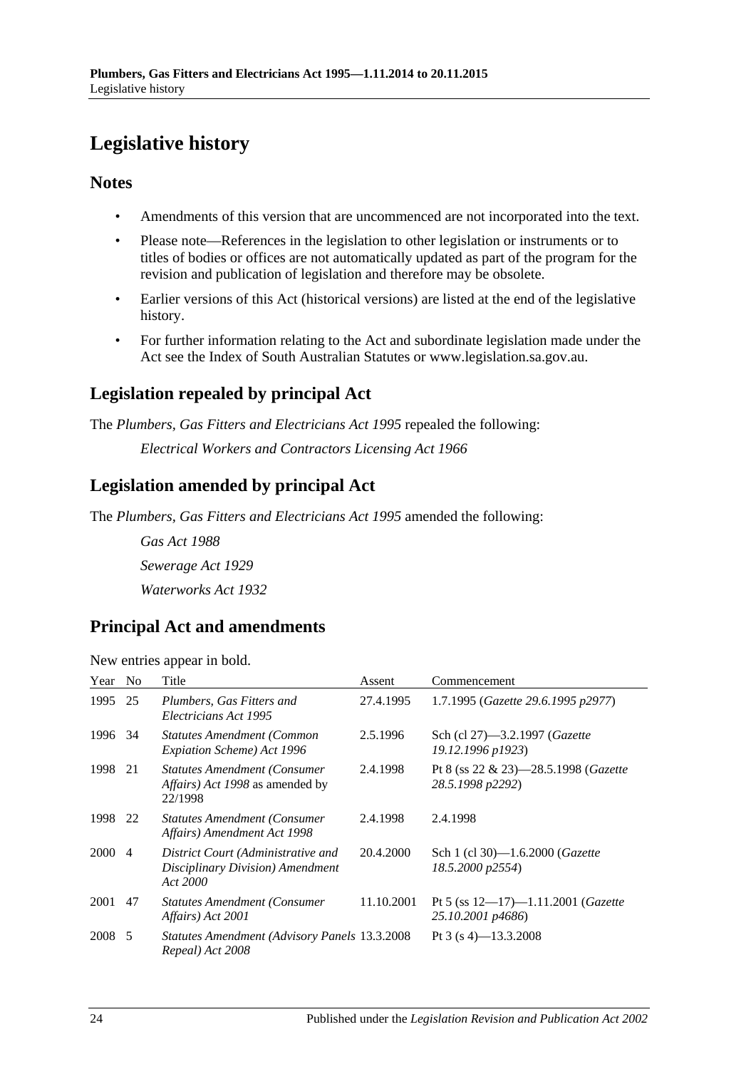# Legislative history

## Notes

- Amendments of this version that are uncommenced are not incorporated into the text.
- Please note—References in the legislation to other legislation or instruments or to titles of bodies or offices are not automatically updated as part of the program for the revision and publication of legislation and therefore may be obsolete.
- Earlier versions of this Act (historical versions) are listed at the end of the legislative history.
- For further information relating to the Act and subordinate legislation made under the Act see the Index of South Australian Statutes or www.legislation.sa.gov.au.

## Legislation repealed by principal Act

The *Plumbers, Gas Fitters and Electricians Act 1995* repealed the following:

*Electrical Workers and Contractors Licensing Act 1966*

## Legislation amended by principal Act

The *Plumbers, Gas Fitters and Electricians Act 1995* amended the following:

*Gas Act 1988*

*Sewerage Act 1929*

*Waterworks Act 1932*

## Principal Act and amendments

New entries appear in bold.

| Year | No | Title | Assent | Commencement |
|---|---|---|---|---|
| 1995 | 25 | *Plumbers, Gas Fitters and Electricians Act 1995* | 27.4.1995 | 1.7.1995 (*Gazette 29.6.1995 p2977*) |
| 1996 | 34 | *Statutes Amendment (Common Expiation Scheme) Act 1996* | 2.5.1996 | Sch (cl 27)—3.2.1997 (*Gazette 19.12.1996 p1923*) |
| 1998 | 21 | *Statutes Amendment (Consumer Affairs) Act 1998* as amended by 22/1998 | 2.4.1998 | Pt 8 (ss 22 & 23)—28.5.1998 (*Gazette 28.5.1998 p2292*) |
| 1998 | 22 | *Statutes Amendment (Consumer Affairs) Amendment Act 1998* | 2.4.1998 | 2.4.1998 |
| 2000 | 4 | *District Court (Administrative and Disciplinary Division) Amendment Act 2000* | 20.4.2000 | Sch 1 (cl 30)—1.6.2000 (*Gazette 18.5.2000 p2554*) |
| 2001 | 47 | *Statutes Amendment (Consumer Affairs) Act 2001* | 11.10.2001 | Pt 5 (ss 12—17)—1.11.2001 (*Gazette 25.10.2001 p4686*) |
| 2008 | 5 | *Statutes Amendment (Advisory Panels Repeal) Act 2008* | 13.3.2008 | Pt 3 (s 4)—13.3.2008 |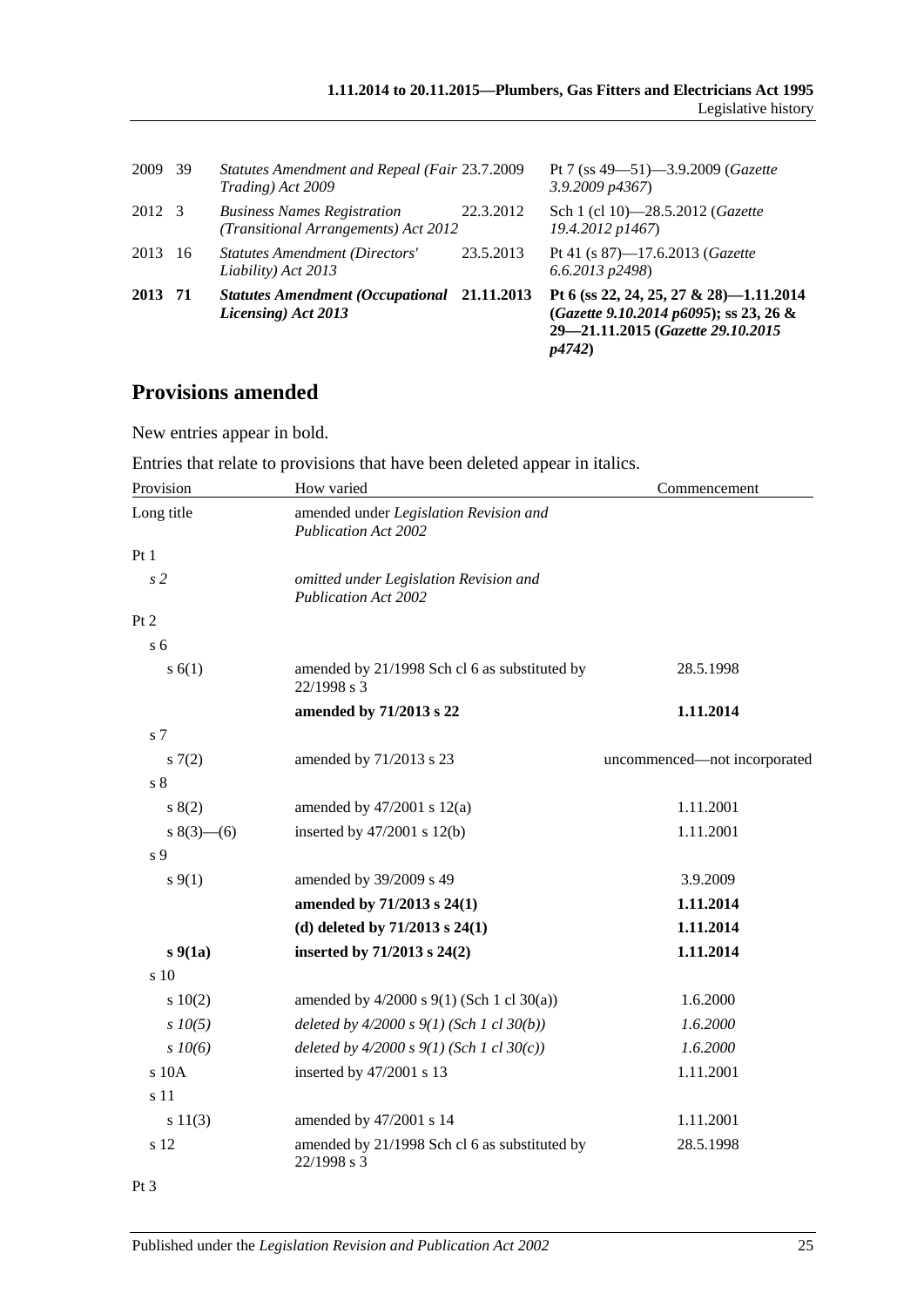| | | | | |
|---|---|---|---|---|
| 2009 | 39 | *Statutes Amendment and Repeal (Fair Trading) Act 2009* | 23.7.2009 | Pt 7 (ss 49—51)—3.9.2009 (*Gazette 3.9.2009 p4367*) |
| 2012 | 3 | *Business Names Registration (Transitional Arrangements) Act 2012* | 22.3.2012 | Sch 1 (cl 10)—28.5.2012 (*Gazette 19.4.2012 p1467*) |
| 2013 | 16 | *Statutes Amendment (Directors' Liability) Act 2013* | 23.5.2013 | Pt 41 (s 87)—17.6.2013 (*Gazette 6.6.2013 p2498*) |
| **2013** | **71** | ***Statutes Amendment (Occupational Licensing) Act 2013*** | **21.11.2013** | **Pt 6 (ss 22, 24, 25, 27 & 28)—1.11.2014 (*Gazette 9.10.2014 p6095*); ss 23, 26 & 29—21.11.2015 (*Gazette 29.10.2015 p4742*)** |

## Provisions amended

New entries appear in bold.

Entries that relate to provisions that have been deleted appear in italics.

| Provision | How varied | Commencement |
|---|---|---|
| Long title | amended under *Legislation Revision and Publication Act 2002* | |
| Pt 1 | | |
| *s 2* | *omitted under Legislation Revision and Publication Act 2002* | |
| Pt 2 | | |
| s 6 | | |
| s 6(1) | amended by 21/1998 Sch cl 6 as substituted by 22/1998 s 3 | 28.5.1998 |
| | **amended by 71/2013 s 22** | **1.11.2014** |
| s 7 | | |
| s 7(2) | amended by 71/2013 s 23 | uncommenced—not incorporated |
| s 8 | | |
| s 8(2) | amended by 47/2001 s 12(a) | 1.11.2001 |
| s 8(3)—(6) | inserted by 47/2001 s 12(b) | 1.11.2001 |
| s 9 | | |
| s 9(1) | amended by 39/2009 s 49 | 3.9.2009 |
| | **amended by 71/2013 s 24(1)** | **1.11.2014** |
| | **(d) deleted by 71/2013 s 24(1)** | **1.11.2014** |
| **s 9(1a)** | **inserted by 71/2013 s 24(2)** | **1.11.2014** |
| s 10 | | |
| s 10(2) | amended by 4/2000 s 9(1) (Sch 1 cl 30(a)) | 1.6.2000 |
| *s 10(5)* | *deleted by 4/2000 s 9(1) (Sch 1 cl 30(b))* | *1.6.2000* |
| *s 10(6)* | *deleted by 4/2000 s 9(1) (Sch 1 cl 30(c))* | *1.6.2000* |
| s 10A | inserted by 47/2001 s 13 | 1.11.2001 |
| s 11 | | |
| s 11(3) | amended by 47/2001 s 14 | 1.11.2001 |
| s 12 | amended by 21/1998 Sch cl 6 as substituted by 22/1998 s 3 | 28.5.1998 |
| Pt 3 | | |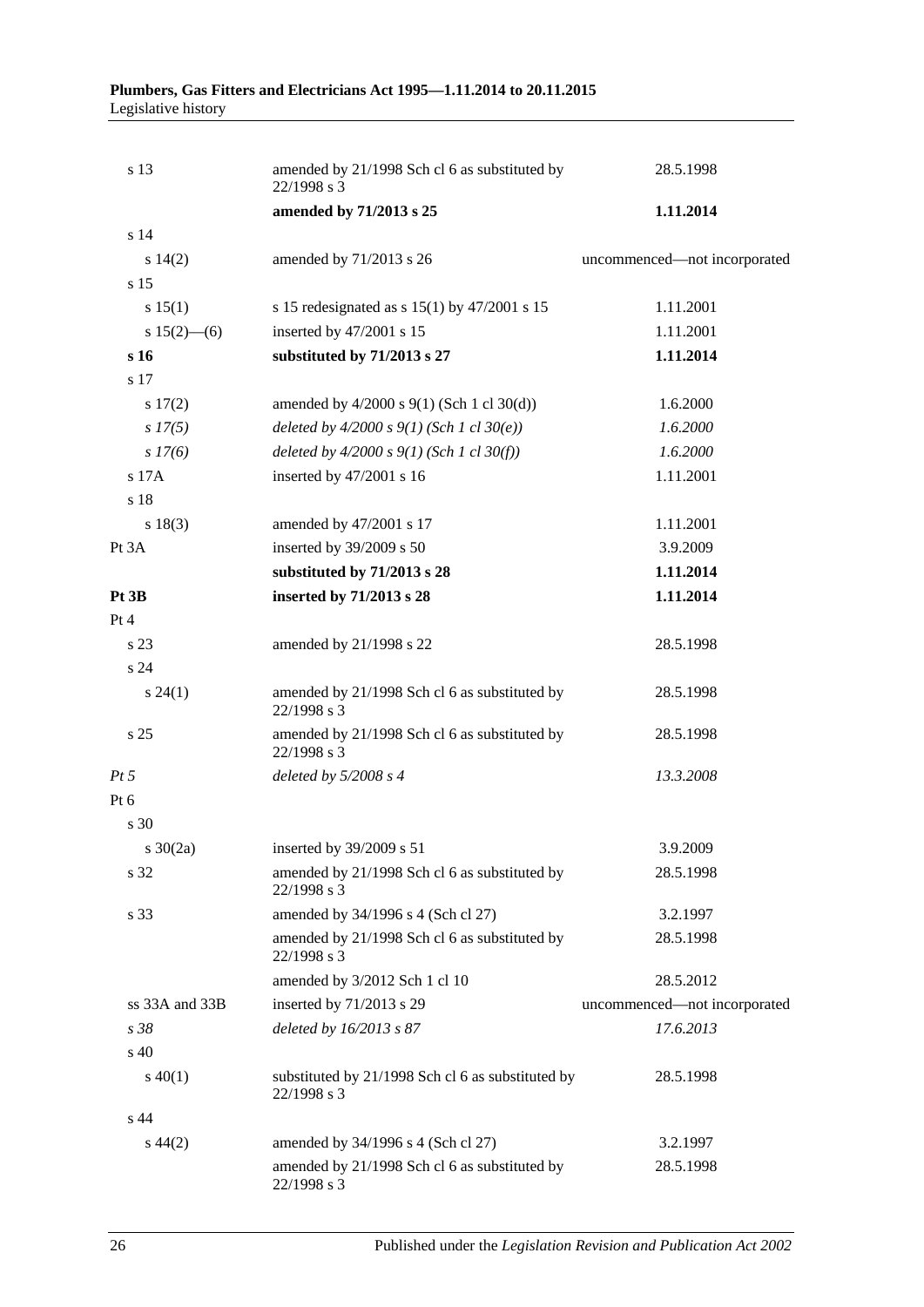| | | |
|---|---|---|
| s 13 | amended by 21/1998 Sch cl 6 as substituted by 22/1998 s 3 | 28.5.1998 |
| | **amended by 71/2013 s 25** | **1.11.2014** |
| s 14 | | |
| s 14(2) | amended by 71/2013 s 26 | uncommenced—not incorporated |
| s 15 | | |
| s 15(1) | s 15 redesignated as s 15(1) by 47/2001 s 15 | 1.11.2001 |
| s 15(2)—(6) | inserted by 47/2001 s 15 | 1.11.2001 |
| **s 16** | **substituted by 71/2013 s 27** | **1.11.2014** |
| s 17 | | |
| s 17(2) | amended by 4/2000 s 9(1) (Sch 1 cl 30(d)) | 1.6.2000 |
| *s 17(5)* | *deleted by 4/2000 s 9(1) (Sch 1 cl 30(e))* | *1.6.2000* |
| *s 17(6)* | *deleted by 4/2000 s 9(1) (Sch 1 cl 30(f))* | *1.6.2000* |
| s 17A | inserted by 47/2001 s 16 | 1.11.2001 |
| s 18 | | |
| s 18(3) | amended by 47/2001 s 17 | 1.11.2001 |
| Pt 3A | inserted by 39/2009 s 50 | 3.9.2009 |
| | **substituted by 71/2013 s 28** | **1.11.2014** |
| **Pt 3B** | **inserted by 71/2013 s 28** | **1.11.2014** |
| Pt 4 | | |
| s 23 | amended by 21/1998 s 22 | 28.5.1998 |
| s 24 | | |
| s 24(1) | amended by 21/1998 Sch cl 6 as substituted by 22/1998 s 3 | 28.5.1998 |
| s 25 | amended by 21/1998 Sch cl 6 as substituted by 22/1998 s 3 | 28.5.1998 |
| *Pt 5* | *deleted by 5/2008 s 4* | *13.3.2008* |
| Pt 6 | | |
| s 30 | | |
| s 30(2a) | inserted by 39/2009 s 51 | 3.9.2009 |
| s 32 | amended by 21/1998 Sch cl 6 as substituted by 22/1998 s 3 | 28.5.1998 |
| s 33 | amended by 34/1996 s 4 (Sch cl 27) | 3.2.1997 |
| | amended by 21/1998 Sch cl 6 as substituted by 22/1998 s 3 | 28.5.1998 |
| | amended by 3/2012 Sch 1 cl 10 | 28.5.2012 |
| ss 33A and 33B | inserted by 71/2013 s 29 | uncommenced—not incorporated |
| *s 38* | *deleted by 16/2013 s 87* | *17.6.2013* |
| s 40 | | |
| s 40(1) | substituted by 21/1998 Sch cl 6 as substituted by 22/1998 s 3 | 28.5.1998 |
| s 44 | | |
| s 44(2) | amended by 34/1996 s 4 (Sch cl 27) | 3.2.1997 |
| | amended by 21/1998 Sch cl 6 as substituted by 22/1998 s 3 | 28.5.1998 |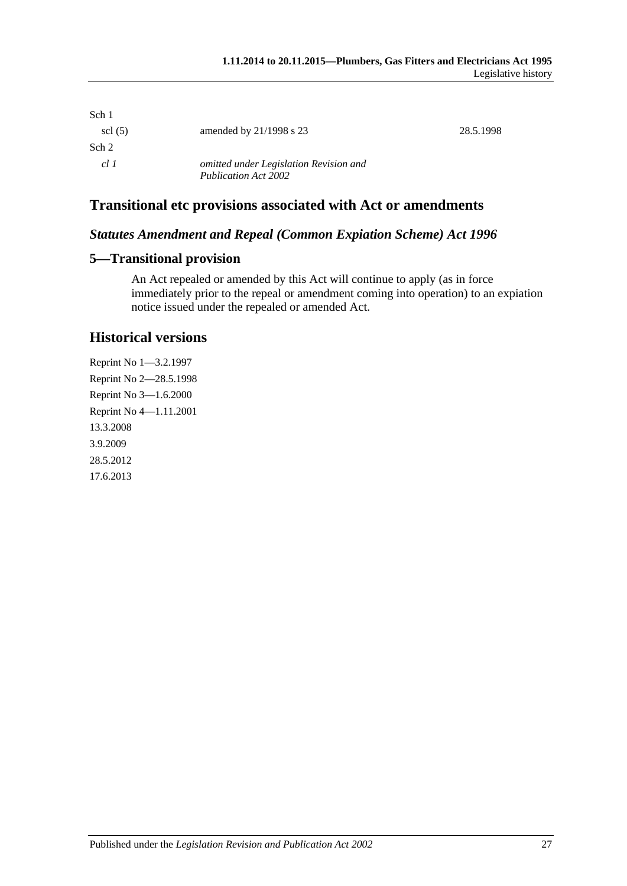| | | |
|---|---|---|
| Sch 1 | | |
| scl (5) | amended by 21/1998 s 23 | 28.5.1998 |
| Sch 2 | | |
| *cl 1* | *omitted under Legislation Revision and Publication Act 2002* | |

## Transitional etc provisions associated with Act or amendments

### *Statutes Amendment and Repeal (Common Expiation Scheme) Act 1996*

### 5—Transitional provision

An Act repealed or amended by this Act will continue to apply (as in force immediately prior to the repeal or amendment coming into operation) to an expiation notice issued under the repealed or amended Act.

## Historical versions

Reprint No 1—3.2.1997

Reprint No 2—28.5.1998

Reprint No 3—1.6.2000

Reprint No 4—1.11.2001

13.3.2008

3.9.2009

28.5.2012

17.6.2013